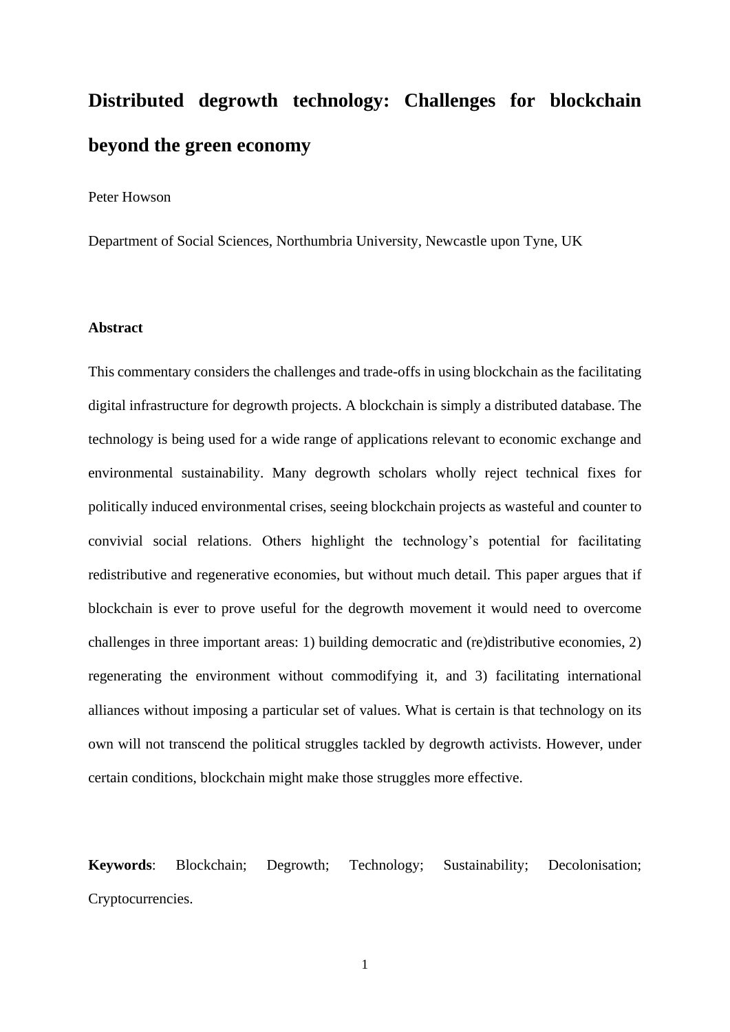# Distributed degrowth technology: Challenges for blockchain beyond the green economy

Peter Howson

Department of Social Sciences, Northumbria University, Newcastle upon Tyne, UK

## Abstract

This commentary considers the challenges and trade-offs in using blockchain as the facilitating digital infrastructure for degrowth projects. A blockchain is simply a distributed database. The technology is being used for a wide range of applications relevant to economic exchange and environmental sustainability. Many degrowth scholars wholly reject technical fixes for politically induced environmental crises, seeing blockchain projects as wasteful and counter to convivial social relations. Others highlight the technology's potential for facilitating redistributive and regenerative economies, but without much detail. This paper argues that if blockchain is ever to prove useful for the degrowth movement it would need to overcome challenges in three important areas: 1) building democratic and (re)distributive economies, 2) regenerating the environment without commodifying it, and 3) facilitating international alliances without imposing a particular set of values. What is certain is that technology on its own will not transcend the political struggles tackled by degrowth activists. However, under certain conditions, blockchain might make those struggles more effective.

**Keywords**: Blockchain; Degrowth; Technology; Sustainability; Decolonisation; Cryptocurrencies.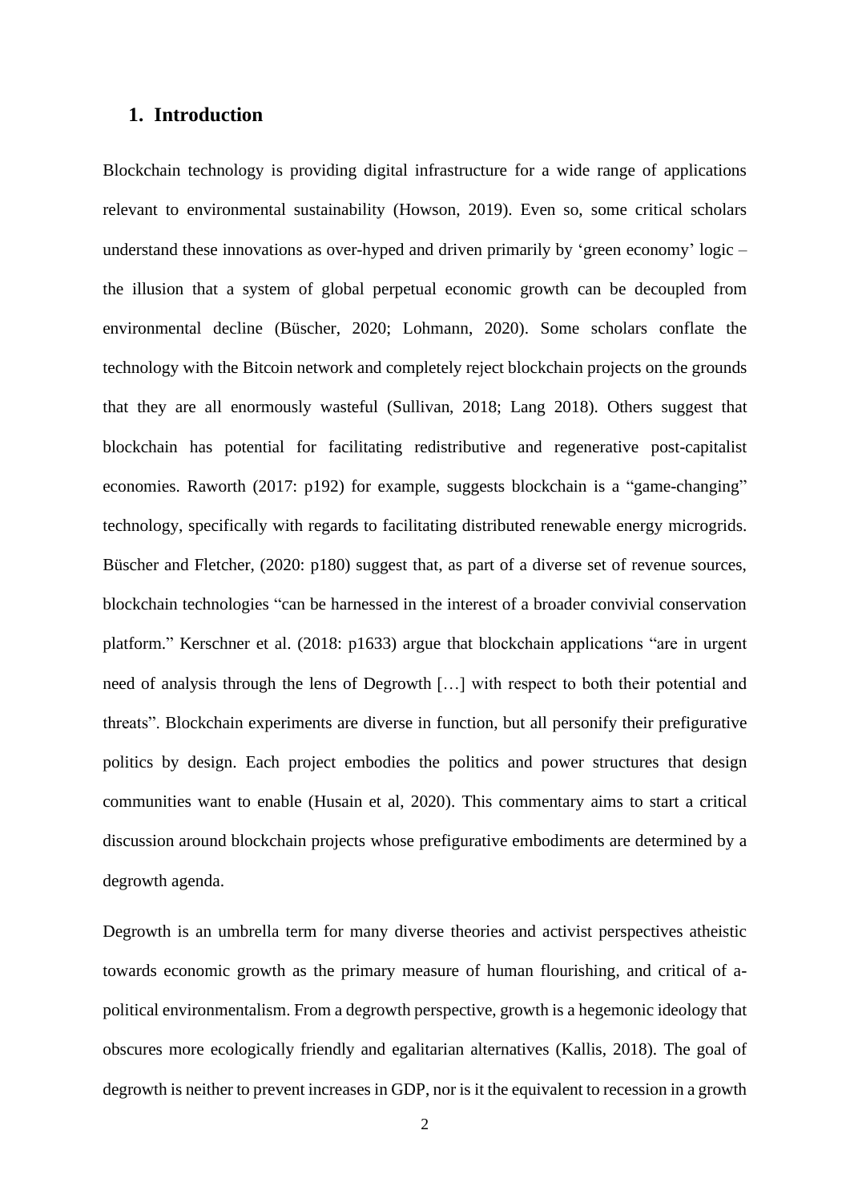## 1. Introduction

Blockchain technology is providing digital infrastructure for a wide range of applications relevant to environmental sustainability (Howson, 2019). Even so, some critical scholars understand these innovations as over-hyped and driven primarily by 'green economy' logic – the illusion that a system of global perpetual economic growth can be decoupled from environmental decline (Büscher, 2020; Lohmann, 2020). Some scholars conflate the technology with the Bitcoin network and completely reject blockchain projects on the grounds that they are all enormously wasteful (Sullivan, 2018; Lang 2018). Others suggest that blockchain has potential for facilitating redistributive and regenerative post-capitalist economies. Raworth (2017: p192) for example, suggests blockchain is a "game-changing" technology, specifically with regards to facilitating distributed renewable energy microgrids. Büscher and Fletcher, (2020: p180) suggest that, as part of a diverse set of revenue sources, blockchain technologies "can be harnessed in the interest of a broader convivial conservation platform." Kerschner et al. (2018: p1633) argue that blockchain applications "are in urgent need of analysis through the lens of Degrowth […] with respect to both their potential and threats". Blockchain experiments are diverse in function, but all personify their prefigurative politics by design. Each project embodies the politics and power structures that design communities want to enable (Husain et al, 2020). This commentary aims to start a critical discussion around blockchain projects whose prefigurative embodiments are determined by a degrowth agenda.

Degrowth is an umbrella term for many diverse theories and activist perspectives atheistic towards economic growth as the primary measure of human flourishing, and critical of a-political environmentalism. From a degrowth perspective, growth is a hegemonic ideology that obscures more ecologically friendly and egalitarian alternatives (Kallis, 2018). The goal of degrowth is neither to prevent increases in GDP, nor is it the equivalent to recession in a growth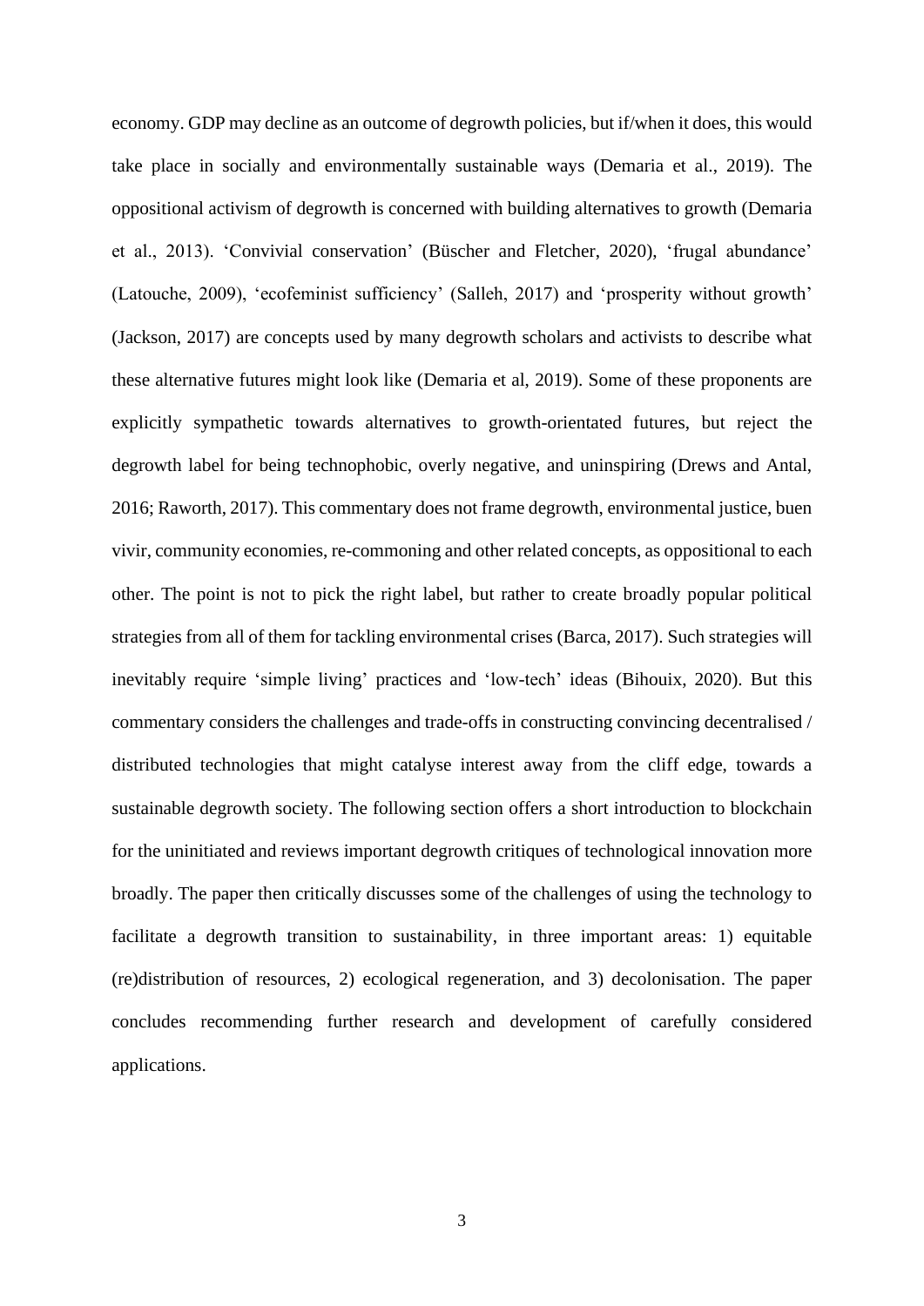economy. GDP may decline as an outcome of degrowth policies, but if/when it does, this would take place in socially and environmentally sustainable ways (Demaria et al., 2019). The oppositional activism of degrowth is concerned with building alternatives to growth (Demaria et al., 2013). 'Convivial conservation' (Büscher and Fletcher, 2020), 'frugal abundance' (Latouche, 2009), 'ecofeminist sufficiency' (Salleh, 2017) and 'prosperity without growth' (Jackson, 2017) are concepts used by many degrowth scholars and activists to describe what these alternative futures might look like (Demaria et al, 2019). Some of these proponents are explicitly sympathetic towards alternatives to growth-orientated futures, but reject the degrowth label for being technophobic, overly negative, and uninspiring (Drews and Antal, 2016; Raworth, 2017). This commentary does not frame degrowth, environmental justice, buen vivir, community economies, re-commoning and other related concepts, as oppositional to each other. The point is not to pick the right label, but rather to create broadly popular political strategies from all of them for tackling environmental crises (Barca, 2017). Such strategies will inevitably require 'simple living' practices and 'low-tech' ideas (Bihouix, 2020). But this commentary considers the challenges and trade-offs in constructing convincing decentralised / distributed technologies that might catalyse interest away from the cliff edge, towards a sustainable degrowth society. The following section offers a short introduction to blockchain for the uninitiated and reviews important degrowth critiques of technological innovation more broadly. The paper then critically discusses some of the challenges of using the technology to facilitate a degrowth transition to sustainability, in three important areas: 1) equitable (re)distribution of resources, 2) ecological regeneration, and 3) decolonisation. The paper concludes recommending further research and development of carefully considered applications.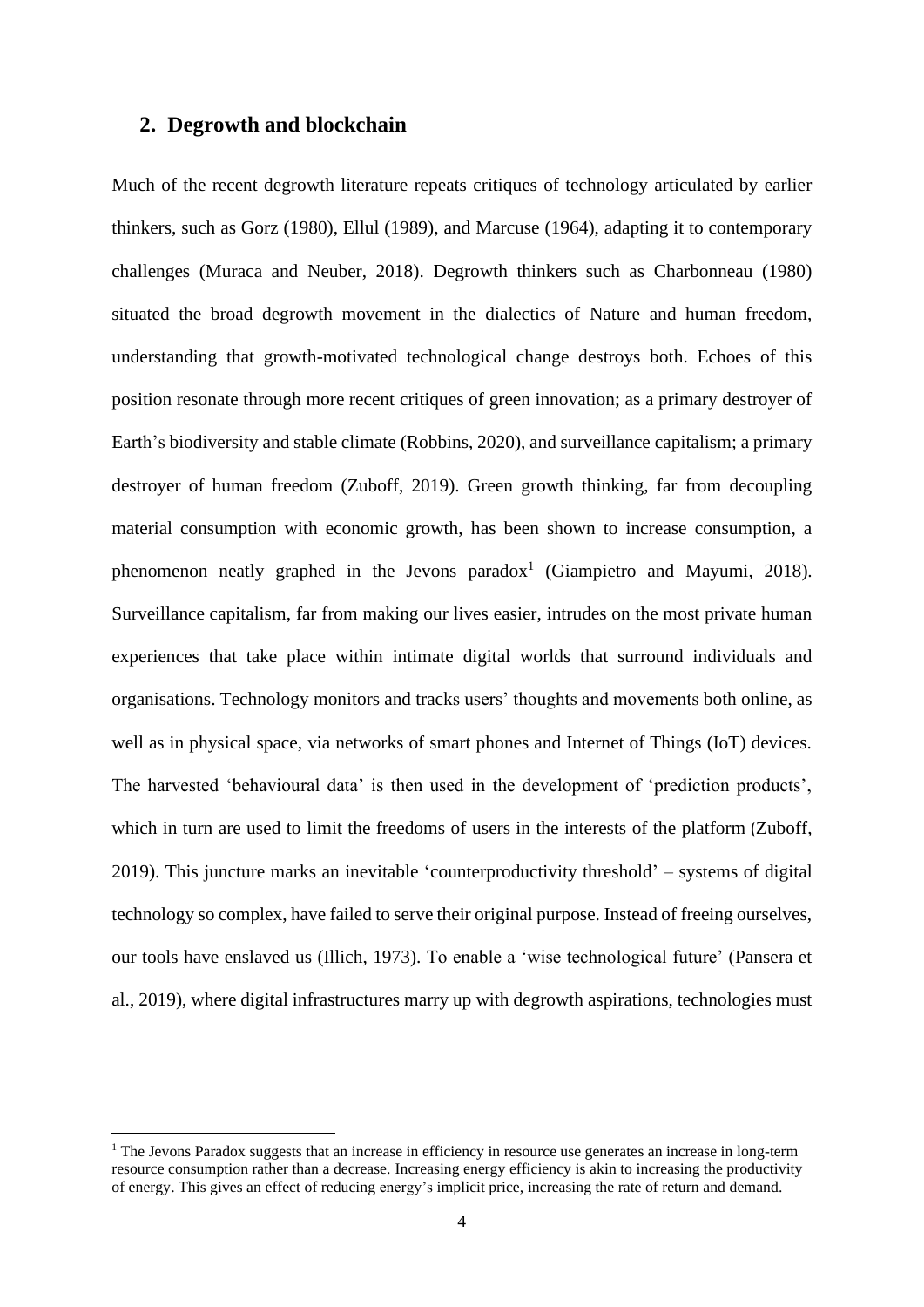## 2. Degrowth and blockchain

Much of the recent degrowth literature repeats critiques of technology articulated by earlier thinkers, such as Gorz (1980), Ellul (1989), and Marcuse (1964), adapting it to contemporary challenges (Muraca and Neuber, 2018). Degrowth thinkers such as Charbonneau (1980) situated the broad degrowth movement in the dialectics of Nature and human freedom, understanding that growth-motivated technological change destroys both. Echoes of this position resonate through more recent critiques of green innovation; as a primary destroyer of Earth's biodiversity and stable climate (Robbins, 2020), and surveillance capitalism; a primary destroyer of human freedom (Zuboff, 2019). Green growth thinking, far from decoupling material consumption with economic growth, has been shown to increase consumption, a phenomenon neatly graphed in the Jevons paradox[1] (Giampietro and Mayumi, 2018). Surveillance capitalism, far from making our lives easier, intrudes on the most private human experiences that take place within intimate digital worlds that surround individuals and organisations. Technology monitors and tracks users' thoughts and movements both online, as well as in physical space, via networks of smart phones and Internet of Things (IoT) devices. The harvested 'behavioural data' is then used in the development of 'prediction products', which in turn are used to limit the freedoms of users in the interests of the platform (Zuboff, 2019). This juncture marks an inevitable 'counterproductivity threshold' – systems of digital technology so complex, have failed to serve their original purpose. Instead of freeing ourselves, our tools have enslaved us (Illich, 1973). To enable a 'wise technological future' (Pansera et al., 2019), where digital infrastructures marry up with degrowth aspirations, technologies must

[1] The Jevons Paradox suggests that an increase in efficiency in resource use generates an increase in long-term resource consumption rather than a decrease. Increasing energy efficiency is akin to increasing the productivity of energy. This gives an effect of reducing energy's implicit price, increasing the rate of return and demand.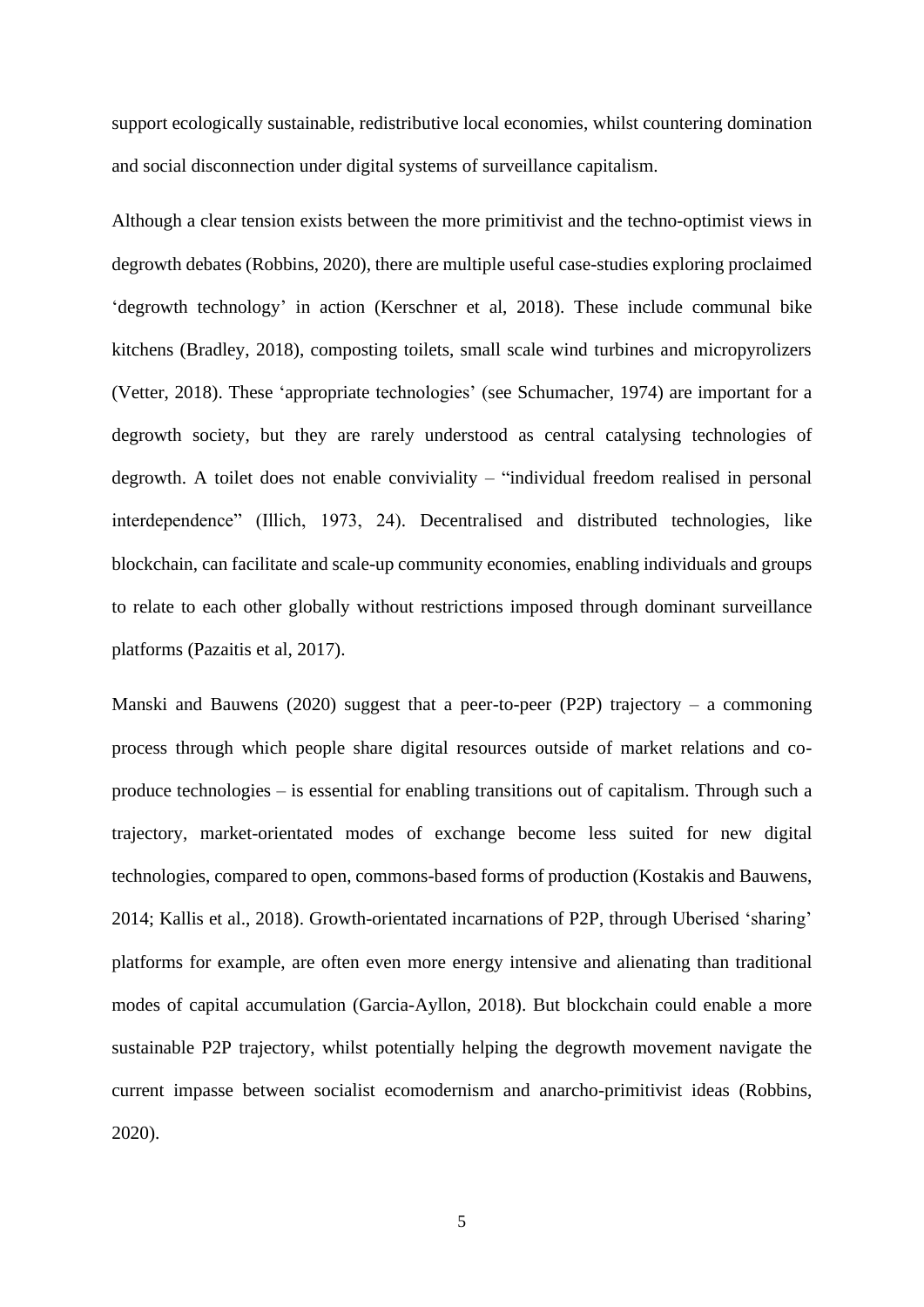support ecologically sustainable, redistributive local economies, whilst countering domination and social disconnection under digital systems of surveillance capitalism.

Although a clear tension exists between the more primitivist and the techno-optimist views in degrowth debates (Robbins, 2020), there are multiple useful case-studies exploring proclaimed 'degrowth technology' in action (Kerschner et al, 2018). These include communal bike kitchens (Bradley, 2018), composting toilets, small scale wind turbines and micropyrolizers (Vetter, 2018). These 'appropriate technologies' (see Schumacher, 1974) are important for a degrowth society, but they are rarely understood as central catalysing technologies of degrowth. A toilet does not enable conviviality – "individual freedom realised in personal interdependence" (Illich, 1973, 24). Decentralised and distributed technologies, like blockchain, can facilitate and scale-up community economies, enabling individuals and groups to relate to each other globally without restrictions imposed through dominant surveillance platforms (Pazaitis et al, 2017).

Manski and Bauwens (2020) suggest that a peer-to-peer (P2P) trajectory – a commoning process through which people share digital resources outside of market relations and co-produce technologies – is essential for enabling transitions out of capitalism. Through such a trajectory, market-orientated modes of exchange become less suited for new digital technologies, compared to open, commons-based forms of production (Kostakis and Bauwens, 2014; Kallis et al., 2018). Growth-orientated incarnations of P2P, through Uberised 'sharing' platforms for example, are often even more energy intensive and alienating than traditional modes of capital accumulation (Garcia-Ayllon, 2018). But blockchain could enable a more sustainable P2P trajectory, whilst potentially helping the degrowth movement navigate the current impasse between socialist ecomodernism and anarcho-primitivist ideas (Robbins, 2020).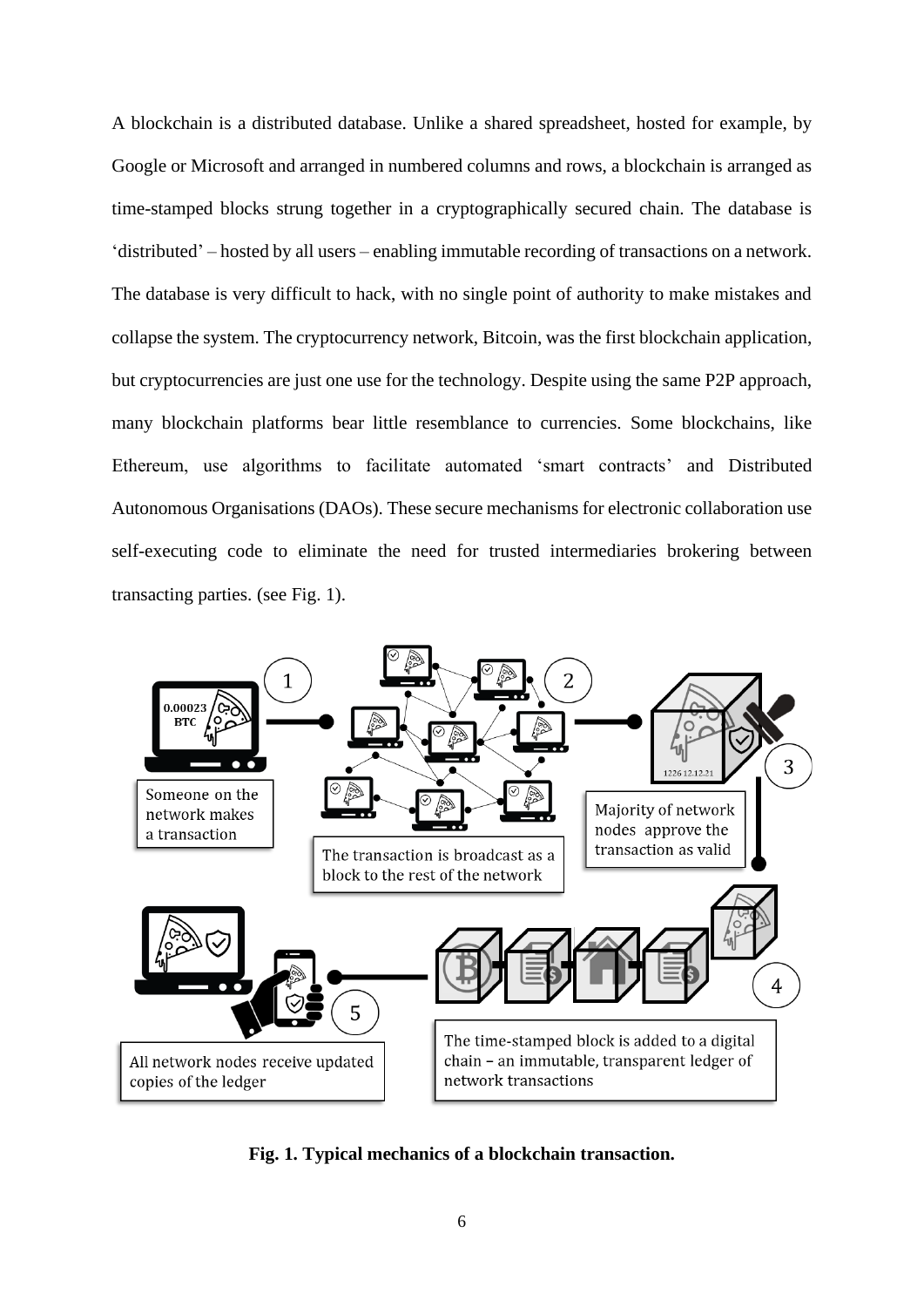A blockchain is a distributed database. Unlike a shared spreadsheet, hosted for example, by Google or Microsoft and arranged in numbered columns and rows, a blockchain is arranged as time-stamped blocks strung together in a cryptographically secured chain. The database is 'distributed' – hosted by all users – enabling immutable recording of transactions on a network. The database is very difficult to hack, with no single point of authority to make mistakes and collapse the system. The cryptocurrency network, Bitcoin, was the first blockchain application, but cryptocurrencies are just one use for the technology. Despite using the same P2P approach, many blockchain platforms bear little resemblance to currencies. Some blockchains, like Ethereum, use algorithms to facilitate automated 'smart contracts' and Distributed Autonomous Organisations (DAOs). These secure mechanisms for electronic collaboration use self-executing code to eliminate the need for trusted intermediaries brokering between transacting parties. (see Fig. 1).

**Fig. 1. Typical mechanics of a blockchain transaction.**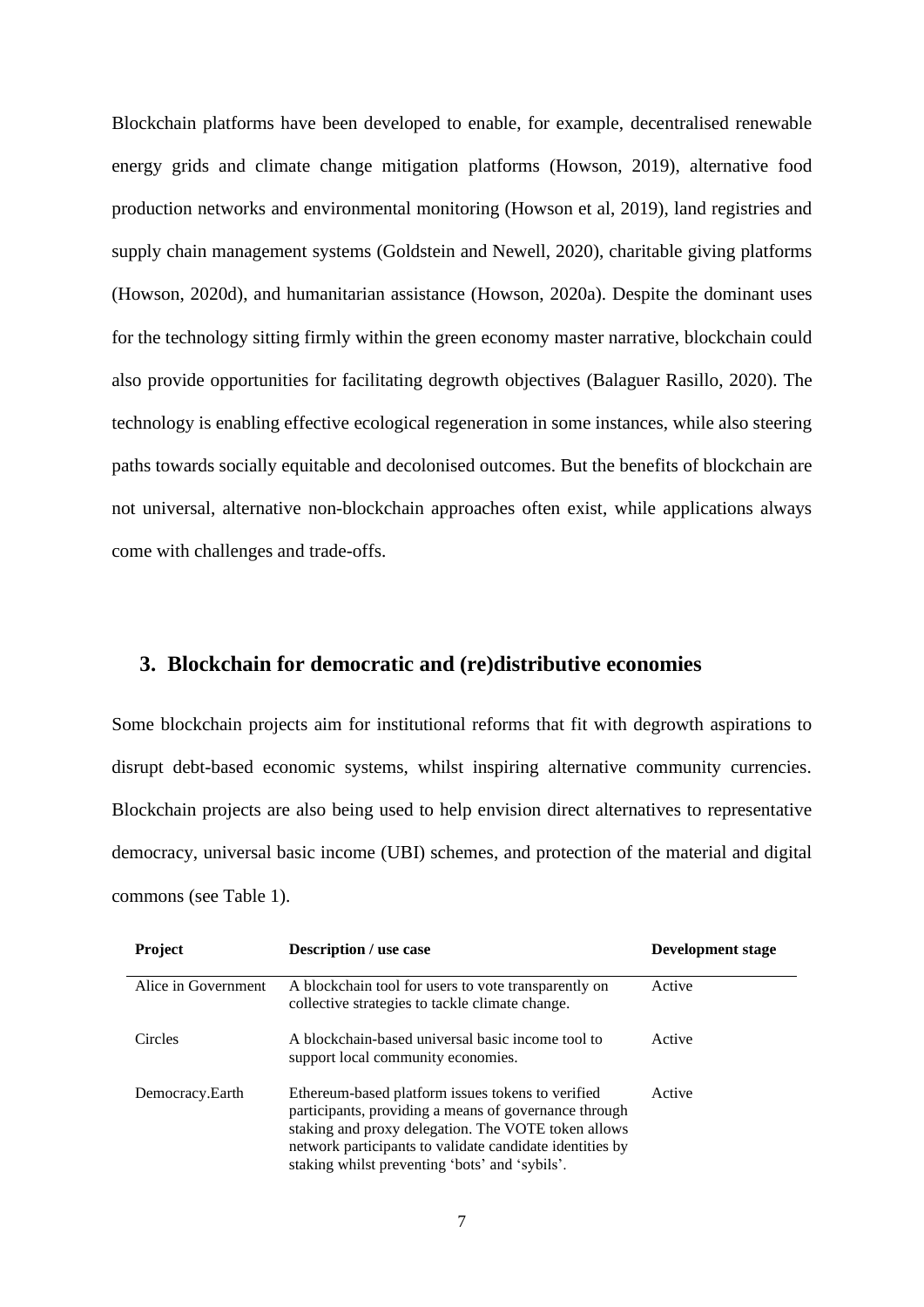Blockchain platforms have been developed to enable, for example, decentralised renewable energy grids and climate change mitigation platforms (Howson, 2019), alternative food production networks and environmental monitoring (Howson et al, 2019), land registries and supply chain management systems (Goldstein and Newell, 2020), charitable giving platforms (Howson, 2020d), and humanitarian assistance (Howson, 2020a). Despite the dominant uses for the technology sitting firmly within the green economy master narrative, blockchain could also provide opportunities for facilitating degrowth objectives (Balaguer Rasillo, 2020). The technology is enabling effective ecological regeneration in some instances, while also steering paths towards socially equitable and decolonised outcomes. But the benefits of blockchain are not universal, alternative non-blockchain approaches often exist, while applications always come with challenges and trade-offs.

## 3. Blockchain for democratic and (re)distributive economies

Some blockchain projects aim for institutional reforms that fit with degrowth aspirations to disrupt debt-based economic systems, whilst inspiring alternative community currencies. Blockchain projects are also being used to help envision direct alternatives to representative democracy, universal basic income (UBI) schemes, and protection of the material and digital commons (see Table 1).

| Project | Description / use case | Development stage |
|---|---|---|
| Alice in Government | A blockchain tool for users to vote transparently on collective strategies to tackle climate change. | Active |
| Circles | A blockchain-based universal basic income tool to support local community economies. | Active |
| Democracy.Earth | Ethereum-based platform issues tokens to verified participants, providing a means of governance through staking and proxy delegation. The VOTE token allows network participants to validate candidate identities by staking whilst preventing 'bots' and 'sybils'. | Active |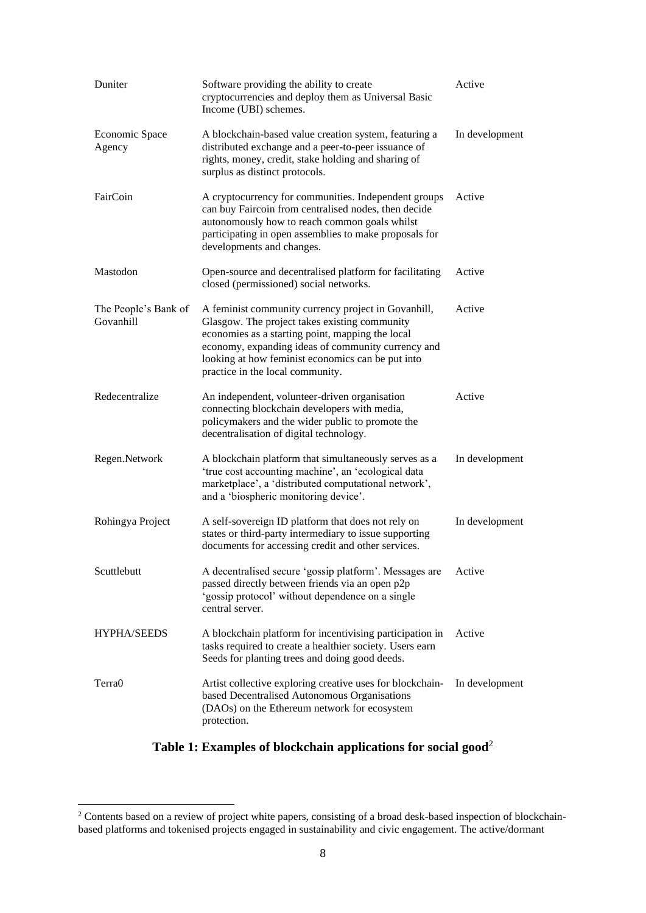| | | |
|---|---|---|
| Duniter | Software providing the ability to create cryptocurrencies and deploy them as Universal Basic Income (UBI) schemes. | Active |
| Economic Space Agency | A blockchain-based value creation system, featuring a distributed exchange and a peer-to-peer issuance of rights, money, credit, stake holding and sharing of surplus as distinct protocols. | In development |
| FairCoin | A cryptocurrency for communities. Independent groups can buy Faircoin from centralised nodes, then decide autonomously how to reach common goals whilst participating in open assemblies to make proposals for developments and changes. | Active |
| Mastodon | Open-source and decentralised platform for facilitating closed (permissioned) social networks. | Active |
| The People's Bank of Govanhill | A feminist community currency project in Govanhill, Glasgow. The project takes existing community economies as a starting point, mapping the local economy, expanding ideas of community currency and looking at how feminist economics can be put into practice in the local community. | Active |
| Redecentralize | An independent, volunteer-driven organisation connecting blockchain developers with media, policymakers and the wider public to promote the decentralisation of digital technology. | Active |
| Regen.Network | A blockchain platform that simultaneously serves as a 'true cost accounting machine', an 'ecological data marketplace', a 'distributed computational network', and a 'biospheric monitoring device'. | In development |
| Rohingya Project | A self-sovereign ID platform that does not rely on states or third-party intermediary to issue supporting documents for accessing credit and other services. | In development |
| Scuttlebutt | A decentralised secure 'gossip platform'. Messages are passed directly between friends via an open p2p 'gossip protocol' without dependence on a single central server. | Active |
| HYPHA/SEEDS | A blockchain platform for incentivising participation in tasks required to create a healthier society. Users earn Seeds for planting trees and doing good deeds. | Active |
| Terra0 | Artist collective exploring creative uses for blockchain-based Decentralised Autonomous Organisations (DAOs) on the Ethereum network for ecosystem protection. | In development |

**Table 1: Examples of blockchain applications for social good**[2]

[2] Contents based on a review of project white papers, consisting of a broad desk-based inspection of blockchain-based platforms and tokenised projects engaged in sustainability and civic engagement. The active/dormant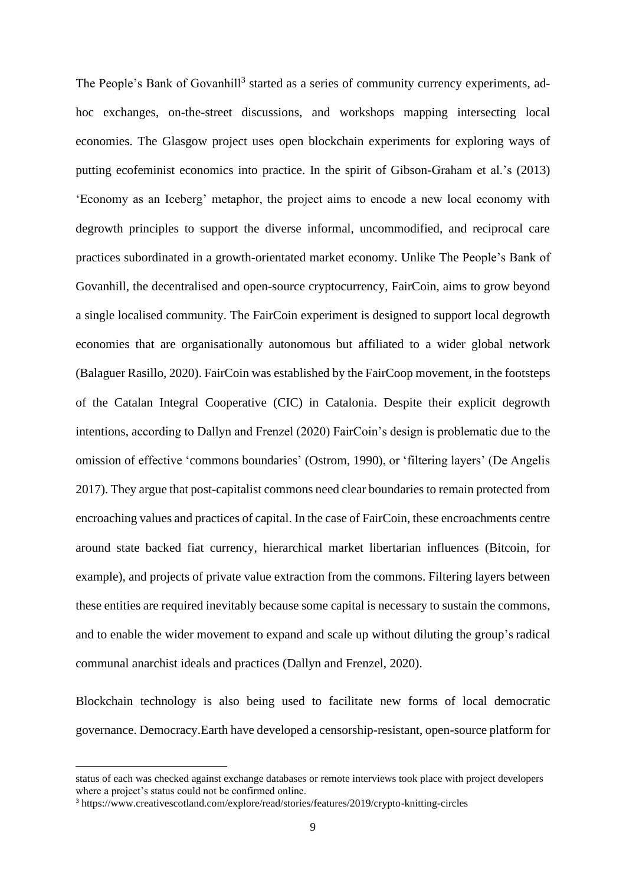The People's Bank of Govanhill[3] started as a series of community currency experiments, ad-hoc exchanges, on-the-street discussions, and workshops mapping intersecting local economies. The Glasgow project uses open blockchain experiments for exploring ways of putting ecofeminist economics into practice. In the spirit of Gibson-Graham et al.'s (2013) 'Economy as an Iceberg' metaphor, the project aims to encode a new local economy with degrowth principles to support the diverse informal, uncommodified, and reciprocal care practices subordinated in a growth-orientated market economy. Unlike The People's Bank of Govanhill, the decentralised and open-source cryptocurrency, FairCoin, aims to grow beyond a single localised community. The FairCoin experiment is designed to support local degrowth economies that are organisationally autonomous but affiliated to a wider global network (Balaguer Rasillo, 2020). FairCoin was established by the FairCoop movement, in the footsteps of the Catalan Integral Cooperative (CIC) in Catalonia. Despite their explicit degrowth intentions, according to Dallyn and Frenzel (2020) FairCoin's design is problematic due to the omission of effective 'commons boundaries' (Ostrom, 1990), or 'filtering layers' (De Angelis 2017). They argue that post-capitalist commons need clear boundaries to remain protected from encroaching values and practices of capital. In the case of FairCoin, these encroachments centre around state backed fiat currency, hierarchical market libertarian influences (Bitcoin, for example), and projects of private value extraction from the commons. Filtering layers between these entities are required inevitably because some capital is necessary to sustain the commons, and to enable the wider movement to expand and scale up without diluting the group's radical communal anarchist ideals and practices (Dallyn and Frenzel, 2020).

Blockchain technology is also being used to facilitate new forms of local democratic governance. Democracy.Earth have developed a censorship-resistant, open-source platform for

---

status of each was checked against exchange databases or remote interviews took place with project developers where a project's status could not be confirmed online.

[3] https://www.creativescotland.com/explore/read/stories/features/2019/crypto-knitting-circles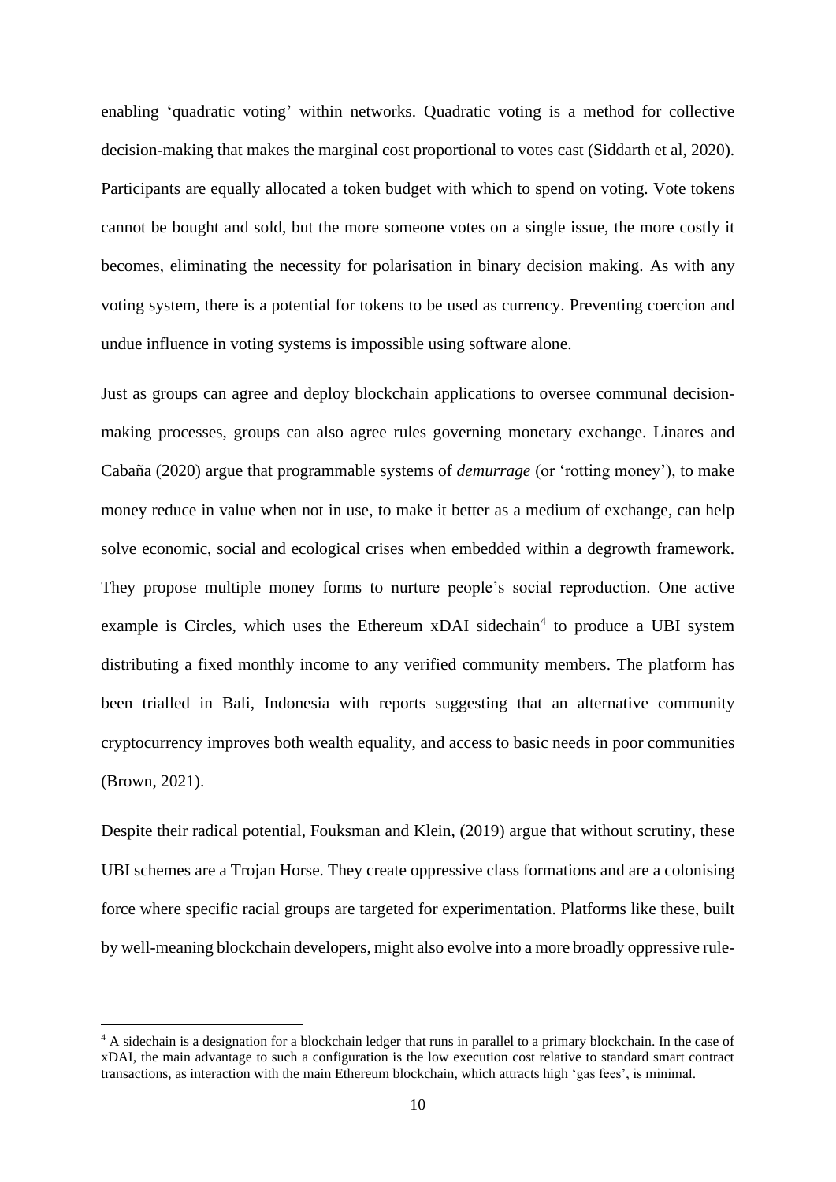enabling 'quadratic voting' within networks. Quadratic voting is a method for collective decision-making that makes the marginal cost proportional to votes cast (Siddarth et al, 2020). Participants are equally allocated a token budget with which to spend on voting. Vote tokens cannot be bought and sold, but the more someone votes on a single issue, the more costly it becomes, eliminating the necessity for polarisation in binary decision making. As with any voting system, there is a potential for tokens to be used as currency. Preventing coercion and undue influence in voting systems is impossible using software alone.

Just as groups can agree and deploy blockchain applications to oversee communal decision-making processes, groups can also agree rules governing monetary exchange. Linares and Cabaña (2020) argue that programmable systems of *demurrage* (or 'rotting money'), to make money reduce in value when not in use, to make it better as a medium of exchange, can help solve economic, social and ecological crises when embedded within a degrowth framework. They propose multiple money forms to nurture people's social reproduction. One active example is Circles, which uses the Ethereum xDAI sidechain[4] to produce a UBI system distributing a fixed monthly income to any verified community members. The platform has been trialled in Bali, Indonesia with reports suggesting that an alternative community cryptocurrency improves both wealth equality, and access to basic needs in poor communities (Brown, 2021).

Despite their radical potential, Fouksman and Klein, (2019) argue that without scrutiny, these UBI schemes are a Trojan Horse. They create oppressive class formations and are a colonising force where specific racial groups are targeted for experimentation. Platforms like these, built by well-meaning blockchain developers, might also evolve into a more broadly oppressive rule-

[4] A sidechain is a designation for a blockchain ledger that runs in parallel to a primary blockchain. In the case of xDAI, the main advantage to such a configuration is the low execution cost relative to standard smart contract transactions, as interaction with the main Ethereum blockchain, which attracts high 'gas fees', is minimal.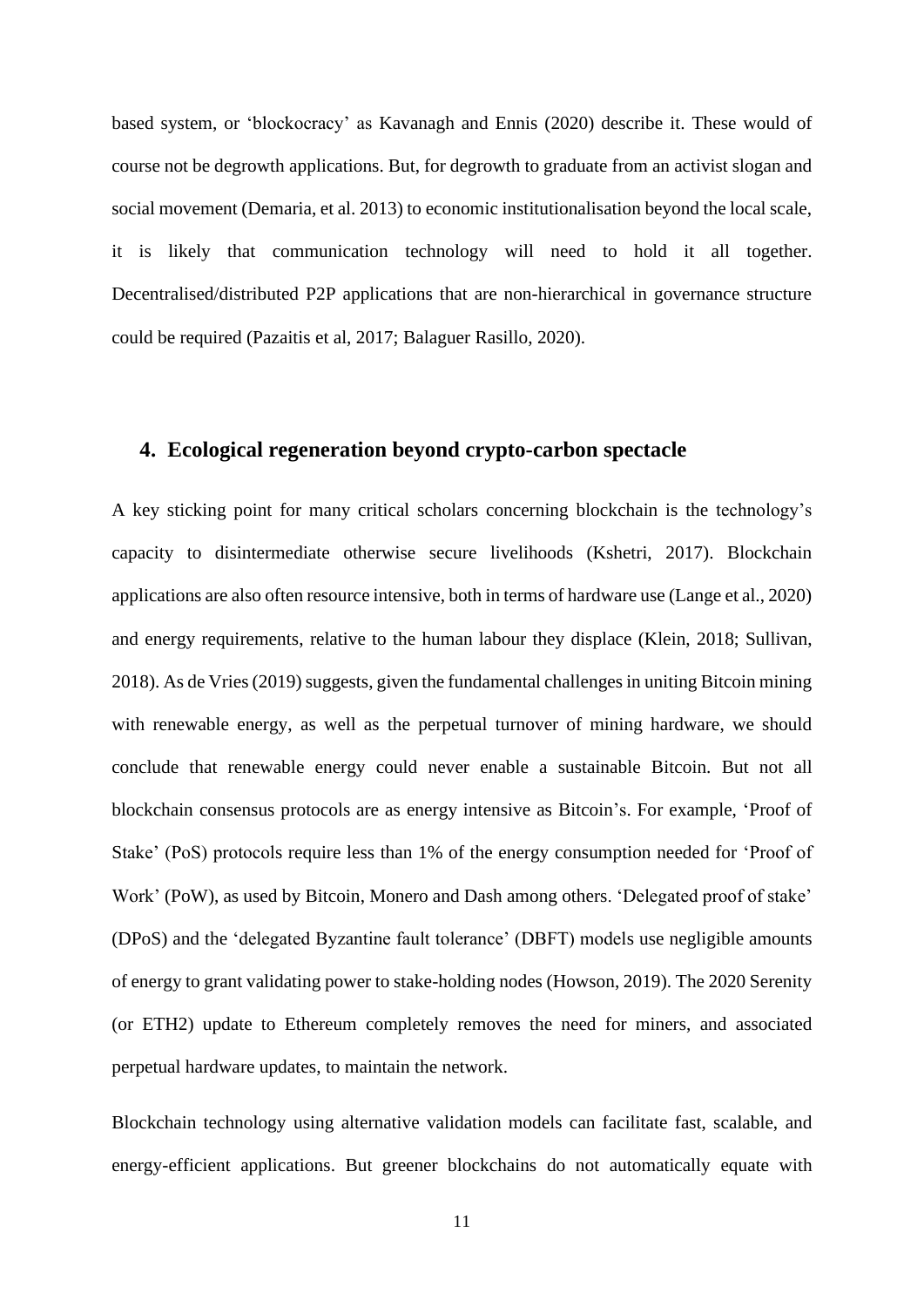based system, or 'blockocracy' as Kavanagh and Ennis (2020) describe it. These would of course not be degrowth applications. But, for degrowth to graduate from an activist slogan and social movement (Demaria, et al. 2013) to economic institutionalisation beyond the local scale, it is likely that communication technology will need to hold it all together. Decentralised/distributed P2P applications that are non-hierarchical in governance structure could be required (Pazaitis et al, 2017; Balaguer Rasillo, 2020).

## 4. Ecological regeneration beyond crypto-carbon spectacle

A key sticking point for many critical scholars concerning blockchain is the technology's capacity to disintermediate otherwise secure livelihoods (Kshetri, 2017). Blockchain applications are also often resource intensive, both in terms of hardware use (Lange et al., 2020) and energy requirements, relative to the human labour they displace (Klein, 2018; Sullivan, 2018). As de Vries (2019) suggests, given the fundamental challenges in uniting Bitcoin mining with renewable energy, as well as the perpetual turnover of mining hardware, we should conclude that renewable energy could never enable a sustainable Bitcoin. But not all blockchain consensus protocols are as energy intensive as Bitcoin's. For example, 'Proof of Stake' (PoS) protocols require less than 1% of the energy consumption needed for 'Proof of Work' (PoW), as used by Bitcoin, Monero and Dash among others. 'Delegated proof of stake' (DPoS) and the 'delegated Byzantine fault tolerance' (DBFT) models use negligible amounts of energy to grant validating power to stake-holding nodes (Howson, 2019). The 2020 Serenity (or ETH2) update to Ethereum completely removes the need for miners, and associated perpetual hardware updates, to maintain the network.

Blockchain technology using alternative validation models can facilitate fast, scalable, and energy-efficient applications. But greener blockchains do not automatically equate with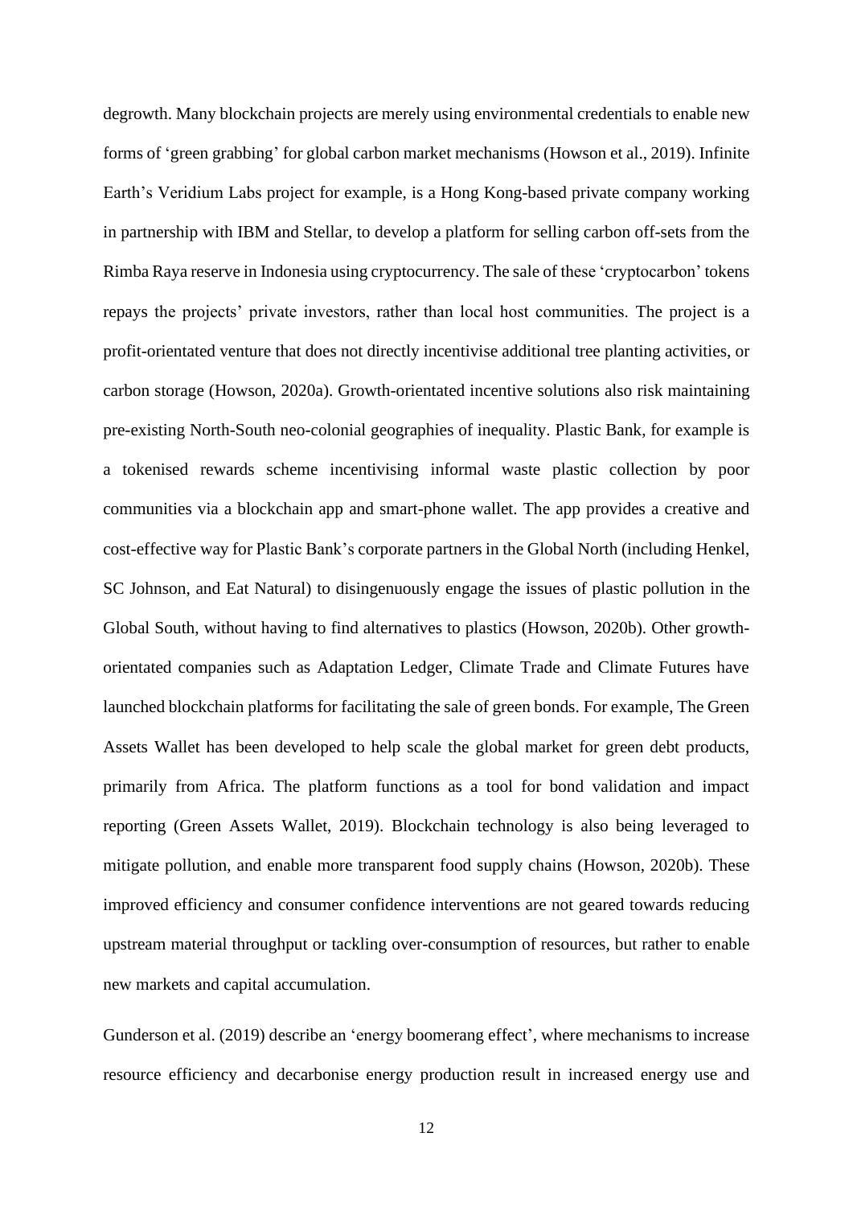degrowth. Many blockchain projects are merely using environmental credentials to enable new forms of 'green grabbing' for global carbon market mechanisms (Howson et al., 2019). Infinite Earth's Veridium Labs project for example, is a Hong Kong-based private company working in partnership with IBM and Stellar, to develop a platform for selling carbon off-sets from the Rimba Raya reserve in Indonesia using cryptocurrency. The sale of these 'cryptocarbon' tokens repays the projects' private investors, rather than local host communities. The project is a profit-orientated venture that does not directly incentivise additional tree planting activities, or carbon storage (Howson, 2020a). Growth-orientated incentive solutions also risk maintaining pre-existing North-South neo-colonial geographies of inequality. Plastic Bank, for example is a tokenised rewards scheme incentivising informal waste plastic collection by poor communities via a blockchain app and smart-phone wallet. The app provides a creative and cost-effective way for Plastic Bank's corporate partners in the Global North (including Henkel, SC Johnson, and Eat Natural) to disingenuously engage the issues of plastic pollution in the Global South, without having to find alternatives to plastics (Howson, 2020b). Other growth-orientated companies such as Adaptation Ledger, Climate Trade and Climate Futures have launched blockchain platforms for facilitating the sale of green bonds. For example, The Green Assets Wallet has been developed to help scale the global market for green debt products, primarily from Africa. The platform functions as a tool for bond validation and impact reporting (Green Assets Wallet, 2019). Blockchain technology is also being leveraged to mitigate pollution, and enable more transparent food supply chains (Howson, 2020b). These improved efficiency and consumer confidence interventions are not geared towards reducing upstream material throughput or tackling over-consumption of resources, but rather to enable new markets and capital accumulation.

Gunderson et al. (2019) describe an 'energy boomerang effect', where mechanisms to increase resource efficiency and decarbonise energy production result in increased energy use and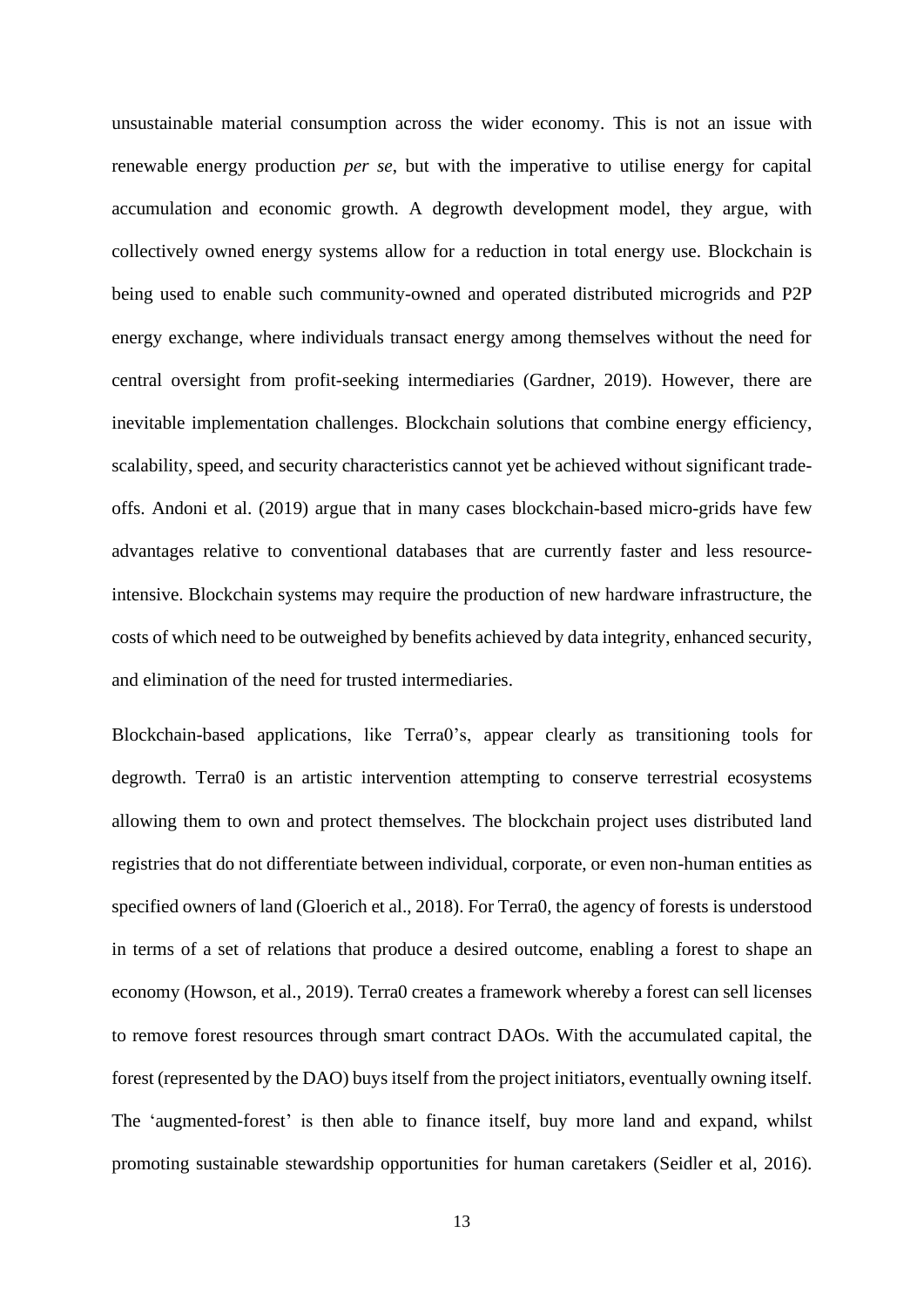unsustainable material consumption across the wider economy. This is not an issue with renewable energy production *per se*, but with the imperative to utilise energy for capital accumulation and economic growth. A degrowth development model, they argue, with collectively owned energy systems allow for a reduction in total energy use. Blockchain is being used to enable such community-owned and operated distributed microgrids and P2P energy exchange, where individuals transact energy among themselves without the need for central oversight from profit-seeking intermediaries (Gardner, 2019). However, there are inevitable implementation challenges. Blockchain solutions that combine energy efficiency, scalability, speed, and security characteristics cannot yet be achieved without significant trade-offs. Andoni et al. (2019) argue that in many cases blockchain-based micro-grids have few advantages relative to conventional databases that are currently faster and less resource-intensive. Blockchain systems may require the production of new hardware infrastructure, the costs of which need to be outweighed by benefits achieved by data integrity, enhanced security, and elimination of the need for trusted intermediaries.

Blockchain-based applications, like Terra0's, appear clearly as transitioning tools for degrowth. Terra0 is an artistic intervention attempting to conserve terrestrial ecosystems allowing them to own and protect themselves. The blockchain project uses distributed land registries that do not differentiate between individual, corporate, or even non-human entities as specified owners of land (Gloerich et al., 2018). For Terra0, the agency of forests is understood in terms of a set of relations that produce a desired outcome, enabling a forest to shape an economy (Howson, et al., 2019). Terra0 creates a framework whereby a forest can sell licenses to remove forest resources through smart contract DAOs. With the accumulated capital, the forest (represented by the DAO) buys itself from the project initiators, eventually owning itself. The 'augmented-forest' is then able to finance itself, buy more land and expand, whilst promoting sustainable stewardship opportunities for human caretakers (Seidler et al, 2016).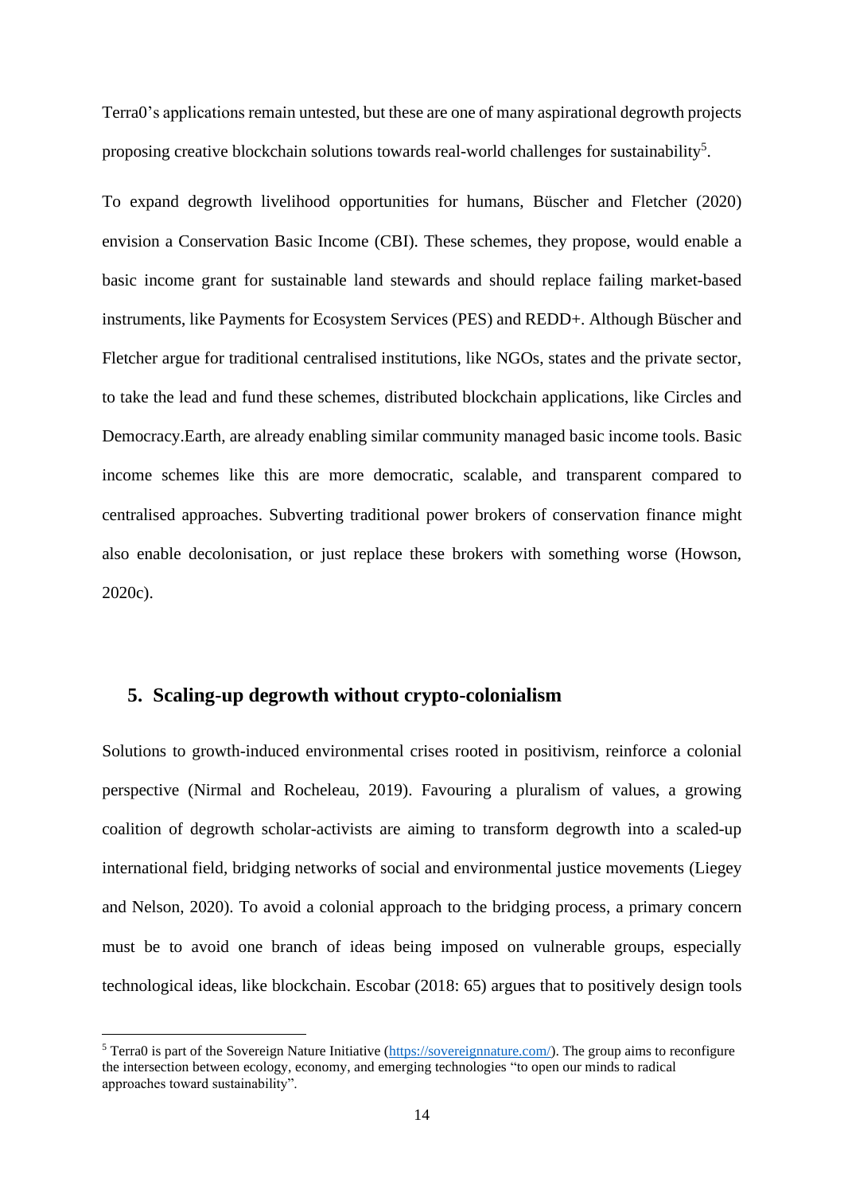Terra0's applications remain untested, but these are one of many aspirational degrowth projects proposing creative blockchain solutions towards real-world challenges for sustainability[5].

To expand degrowth livelihood opportunities for humans, Büscher and Fletcher (2020) envision a Conservation Basic Income (CBI). These schemes, they propose, would enable a basic income grant for sustainable land stewards and should replace failing market-based instruments, like Payments for Ecosystem Services (PES) and REDD+. Although Büscher and Fletcher argue for traditional centralised institutions, like NGOs, states and the private sector, to take the lead and fund these schemes, distributed blockchain applications, like Circles and Democracy.Earth, are already enabling similar community managed basic income tools. Basic income schemes like this are more democratic, scalable, and transparent compared to centralised approaches. Subverting traditional power brokers of conservation finance might also enable decolonisation, or just replace these brokers with something worse (Howson, 2020c).

## 5. Scaling-up degrowth without crypto-colonialism

Solutions to growth-induced environmental crises rooted in positivism, reinforce a colonial perspective (Nirmal and Rocheleau, 2019). Favouring a pluralism of values, a growing coalition of degrowth scholar-activists are aiming to transform degrowth into a scaled-up international field, bridging networks of social and environmental justice movements (Liegey and Nelson, 2020). To avoid a colonial approach to the bridging process, a primary concern must be to avoid one branch of ideas being imposed on vulnerable groups, especially technological ideas, like blockchain. Escobar (2018: 65) argues that to positively design tools

[5] Terra0 is part of the Sovereign Nature Initiative (https://sovereignnature.com/). The group aims to reconfigure the intersection between ecology, economy, and emerging technologies "to open our minds to radical approaches toward sustainability".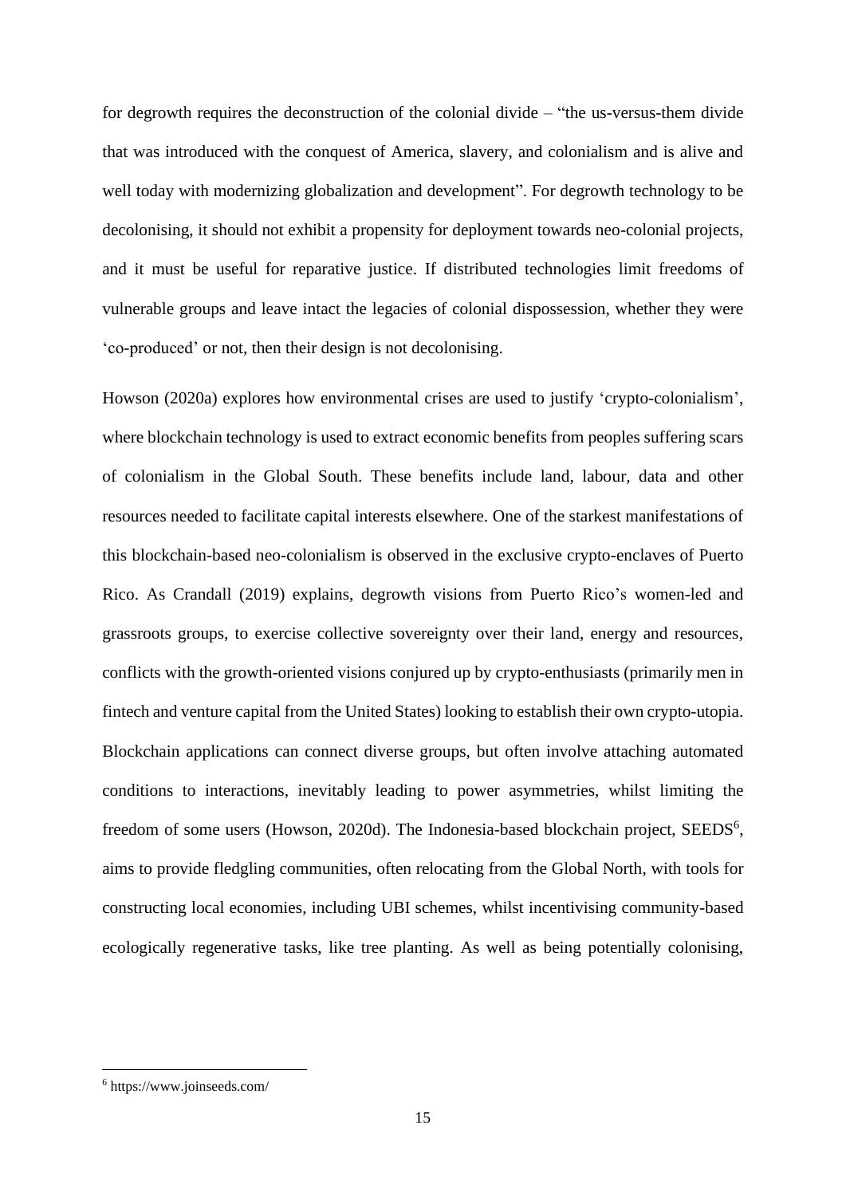for degrowth requires the deconstruction of the colonial divide – "the us-versus-them divide that was introduced with the conquest of America, slavery, and colonialism and is alive and well today with modernizing globalization and development". For degrowth technology to be decolonising, it should not exhibit a propensity for deployment towards neo-colonial projects, and it must be useful for reparative justice. If distributed technologies limit freedoms of vulnerable groups and leave intact the legacies of colonial dispossession, whether they were 'co-produced' or not, then their design is not decolonising.

Howson (2020a) explores how environmental crises are used to justify 'crypto-colonialism', where blockchain technology is used to extract economic benefits from peoples suffering scars of colonialism in the Global South. These benefits include land, labour, data and other resources needed to facilitate capital interests elsewhere. One of the starkest manifestations of this blockchain-based neo-colonialism is observed in the exclusive crypto-enclaves of Puerto Rico. As Crandall (2019) explains, degrowth visions from Puerto Rico's women-led and grassroots groups, to exercise collective sovereignty over their land, energy and resources, conflicts with the growth-oriented visions conjured up by crypto-enthusiasts (primarily men in fintech and venture capital from the United States) looking to establish their own crypto-utopia. Blockchain applications can connect diverse groups, but often involve attaching automated conditions to interactions, inevitably leading to power asymmetries, whilst limiting the freedom of some users (Howson, 2020d). The Indonesia-based blockchain project, SEEDS[6], aims to provide fledgling communities, often relocating from the Global North, with tools for constructing local economies, including UBI schemes, whilst incentivising community-based ecologically regenerative tasks, like tree planting. As well as being potentially colonising,

[6] https://www.joinseeds.com/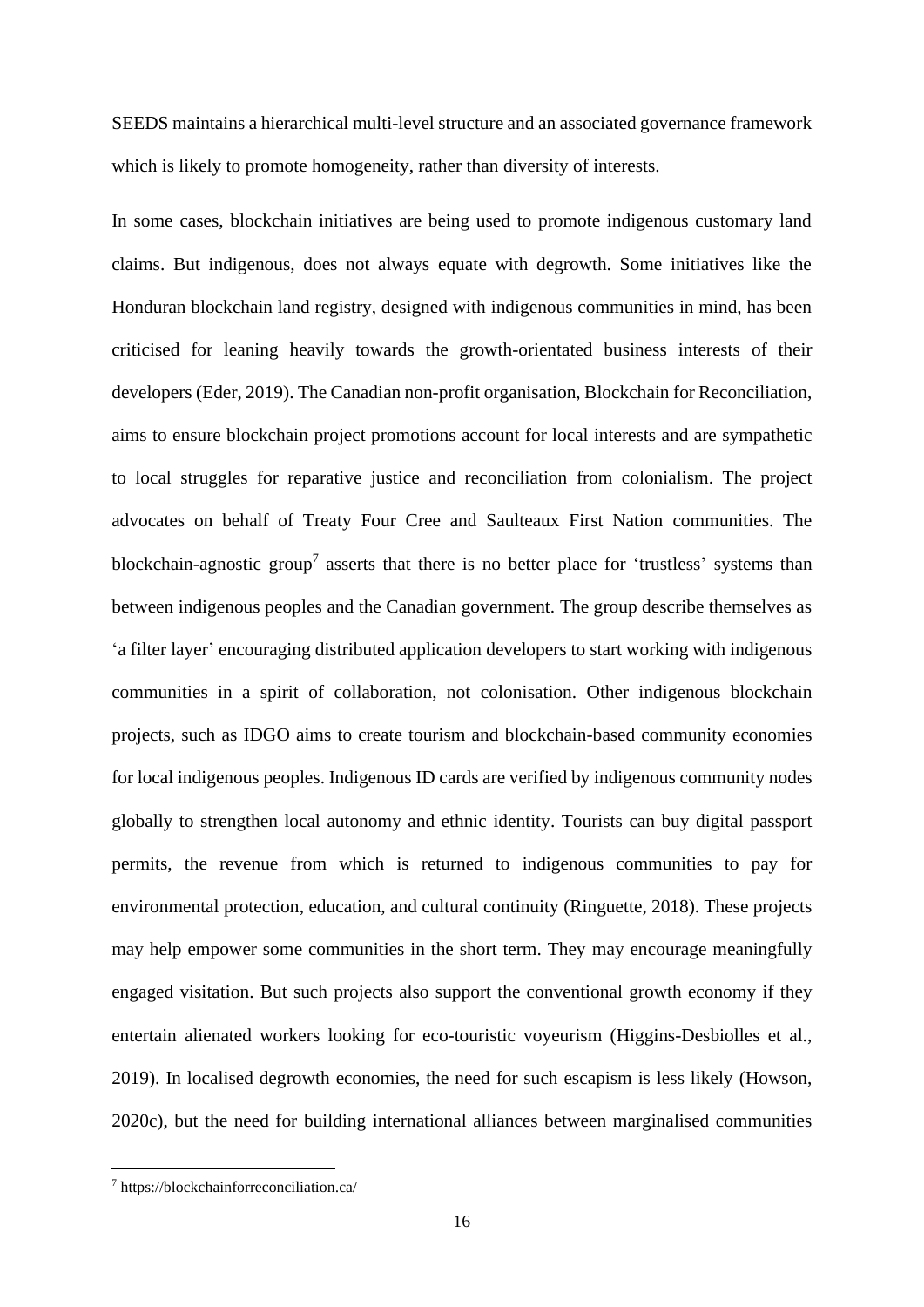SEEDS maintains a hierarchical multi-level structure and an associated governance framework which is likely to promote homogeneity, rather than diversity of interests.

In some cases, blockchain initiatives are being used to promote indigenous customary land claims. But indigenous, does not always equate with degrowth. Some initiatives like the Honduran blockchain land registry, designed with indigenous communities in mind, has been criticised for leaning heavily towards the growth-orientated business interests of their developers (Eder, 2019). The Canadian non-profit organisation, Blockchain for Reconciliation, aims to ensure blockchain project promotions account for local interests and are sympathetic to local struggles for reparative justice and reconciliation from colonialism. The project advocates on behalf of Treaty Four Cree and Saulteaux First Nation communities. The blockchain-agnostic group[7] asserts that there is no better place for 'trustless' systems than between indigenous peoples and the Canadian government. The group describe themselves as 'a filter layer' encouraging distributed application developers to start working with indigenous communities in a spirit of collaboration, not colonisation. Other indigenous blockchain projects, such as IDGO aims to create tourism and blockchain-based community economies for local indigenous peoples. Indigenous ID cards are verified by indigenous community nodes globally to strengthen local autonomy and ethnic identity. Tourists can buy digital passport permits, the revenue from which is returned to indigenous communities to pay for environmental protection, education, and cultural continuity (Ringuette, 2018). These projects may help empower some communities in the short term. They may encourage meaningfully engaged visitation. But such projects also support the conventional growth economy if they entertain alienated workers looking for eco-touristic voyeurism (Higgins-Desbiolles et al., 2019). In localised degrowth economies, the need for such escapism is less likely (Howson, 2020c), but the need for building international alliances between marginalised communities

[7] https://blockchainforreconciliation.ca/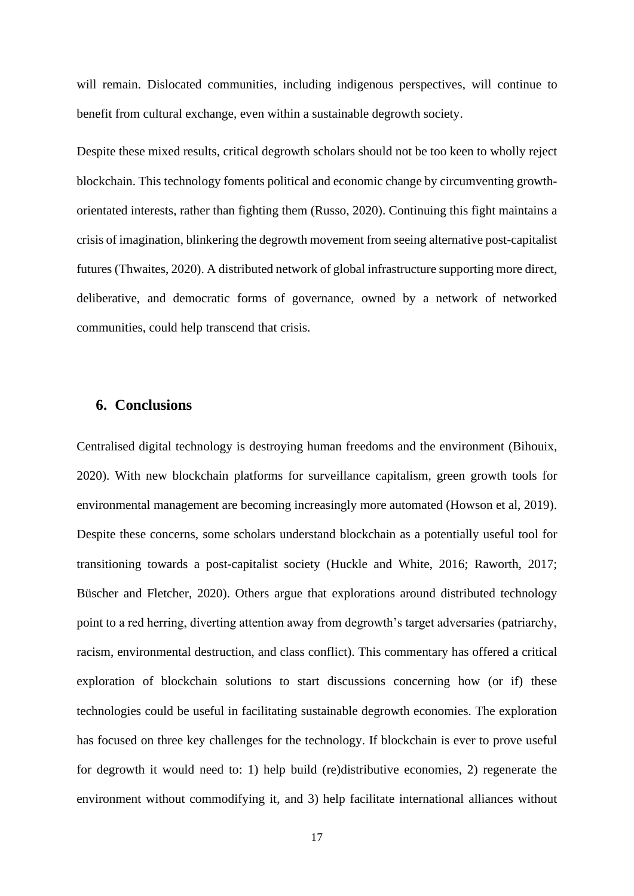will remain. Dislocated communities, including indigenous perspectives, will continue to benefit from cultural exchange, even within a sustainable degrowth society.

Despite these mixed results, critical degrowth scholars should not be too keen to wholly reject blockchain. This technology foments political and economic change by circumventing growth-orientated interests, rather than fighting them (Russo, 2020). Continuing this fight maintains a crisis of imagination, blinkering the degrowth movement from seeing alternative post-capitalist futures (Thwaites, 2020). A distributed network of global infrastructure supporting more direct, deliberative, and democratic forms of governance, owned by a network of networked communities, could help transcend that crisis.

## 6. Conclusions

Centralised digital technology is destroying human freedoms and the environment (Bihouix, 2020). With new blockchain platforms for surveillance capitalism, green growth tools for environmental management are becoming increasingly more automated (Howson et al, 2019). Despite these concerns, some scholars understand blockchain as a potentially useful tool for transitioning towards a post-capitalist society (Huckle and White, 2016; Raworth, 2017; Büscher and Fletcher, 2020). Others argue that explorations around distributed technology point to a red herring, diverting attention away from degrowth's target adversaries (patriarchy, racism, environmental destruction, and class conflict). This commentary has offered a critical exploration of blockchain solutions to start discussions concerning how (or if) these technologies could be useful in facilitating sustainable degrowth economies. The exploration has focused on three key challenges for the technology. If blockchain is ever to prove useful for degrowth it would need to: 1) help build (re)distributive economies, 2) regenerate the environment without commodifying it, and 3) help facilitate international alliances without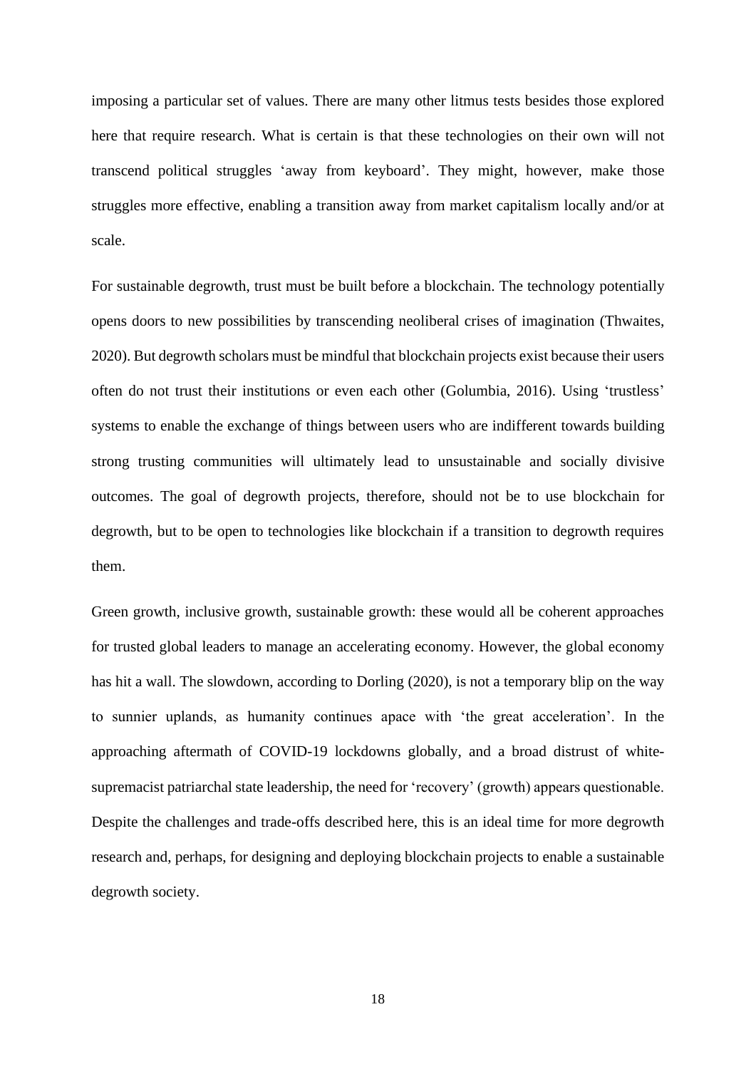imposing a particular set of values. There are many other litmus tests besides those explored here that require research. What is certain is that these technologies on their own will not transcend political struggles 'away from keyboard'. They might, however, make those struggles more effective, enabling a transition away from market capitalism locally and/or at scale.

For sustainable degrowth, trust must be built before a blockchain. The technology potentially opens doors to new possibilities by transcending neoliberal crises of imagination (Thwaites, 2020). But degrowth scholars must be mindful that blockchain projects exist because their users often do not trust their institutions or even each other (Golumbia, 2016). Using 'trustless' systems to enable the exchange of things between users who are indifferent towards building strong trusting communities will ultimately lead to unsustainable and socially divisive outcomes. The goal of degrowth projects, therefore, should not be to use blockchain for degrowth, but to be open to technologies like blockchain if a transition to degrowth requires them.

Green growth, inclusive growth, sustainable growth: these would all be coherent approaches for trusted global leaders to manage an accelerating economy. However, the global economy has hit a wall. The slowdown, according to Dorling (2020), is not a temporary blip on the way to sunnier uplands, as humanity continues apace with 'the great acceleration'. In the approaching aftermath of COVID-19 lockdowns globally, and a broad distrust of white-supremacist patriarchal state leadership, the need for 'recovery' (growth) appears questionable. Despite the challenges and trade-offs described here, this is an ideal time for more degrowth research and, perhaps, for designing and deploying blockchain projects to enable a sustainable degrowth society.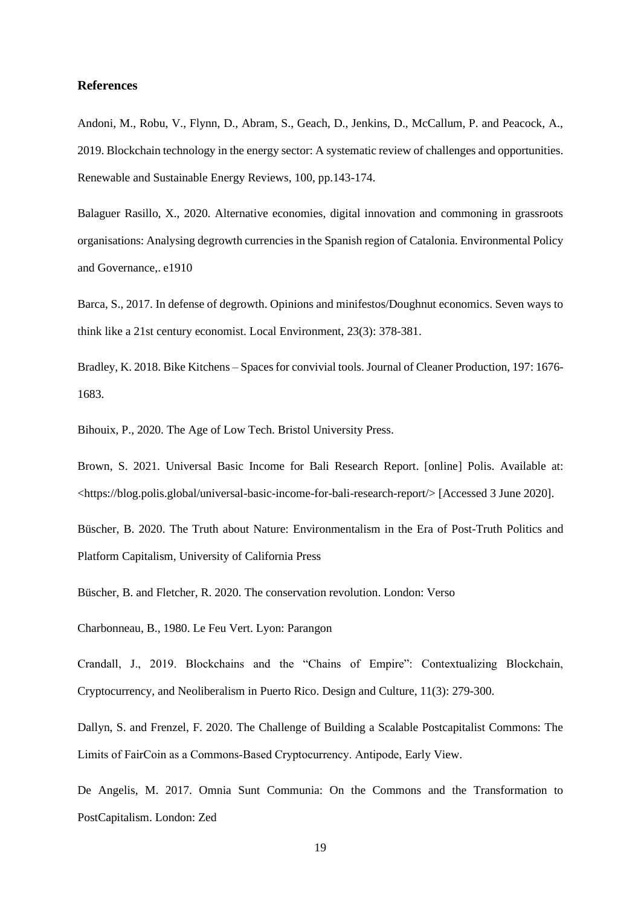## References

Andoni, M., Robu, V., Flynn, D., Abram, S., Geach, D., Jenkins, D., McCallum, P. and Peacock, A., 2019. Blockchain technology in the energy sector: A systematic review of challenges and opportunities. Renewable and Sustainable Energy Reviews, 100, pp.143-174.

Balaguer Rasillo, X., 2020. Alternative economies, digital innovation and commoning in grassroots organisations: Analysing degrowth currencies in the Spanish region of Catalonia. Environmental Policy and Governance,. e1910

Barca, S., 2017. In defense of degrowth. Opinions and minifestos/Doughnut economics. Seven ways to think like a 21st century economist. Local Environment, 23(3): 378-381.

Bradley, K. 2018. Bike Kitchens – Spaces for convivial tools. Journal of Cleaner Production, 197: 1676-1683.

Bihouix, P., 2020. The Age of Low Tech. Bristol University Press.

Brown, S. 2021. Universal Basic Income for Bali Research Report. [online] Polis. Available at: <https://blog.polis.global/universal-basic-income-for-bali-research-report/> [Accessed 3 June 2020].

Büscher, B. 2020. The Truth about Nature: Environmentalism in the Era of Post-Truth Politics and Platform Capitalism, University of California Press

Büscher, B. and Fletcher, R. 2020. The conservation revolution. London: Verso

Charbonneau, B., 1980. Le Feu Vert. Lyon: Parangon

Crandall, J., 2019. Blockchains and the "Chains of Empire": Contextualizing Blockchain, Cryptocurrency, and Neoliberalism in Puerto Rico. Design and Culture, 11(3): 279-300.

Dallyn, S. and Frenzel, F. 2020. The Challenge of Building a Scalable Postcapitalist Commons: The Limits of FairCoin as a Commons-Based Cryptocurrency. Antipode, Early View.

De Angelis, M. 2017. Omnia Sunt Communia: On the Commons and the Transformation to PostCapitalism. London: Zed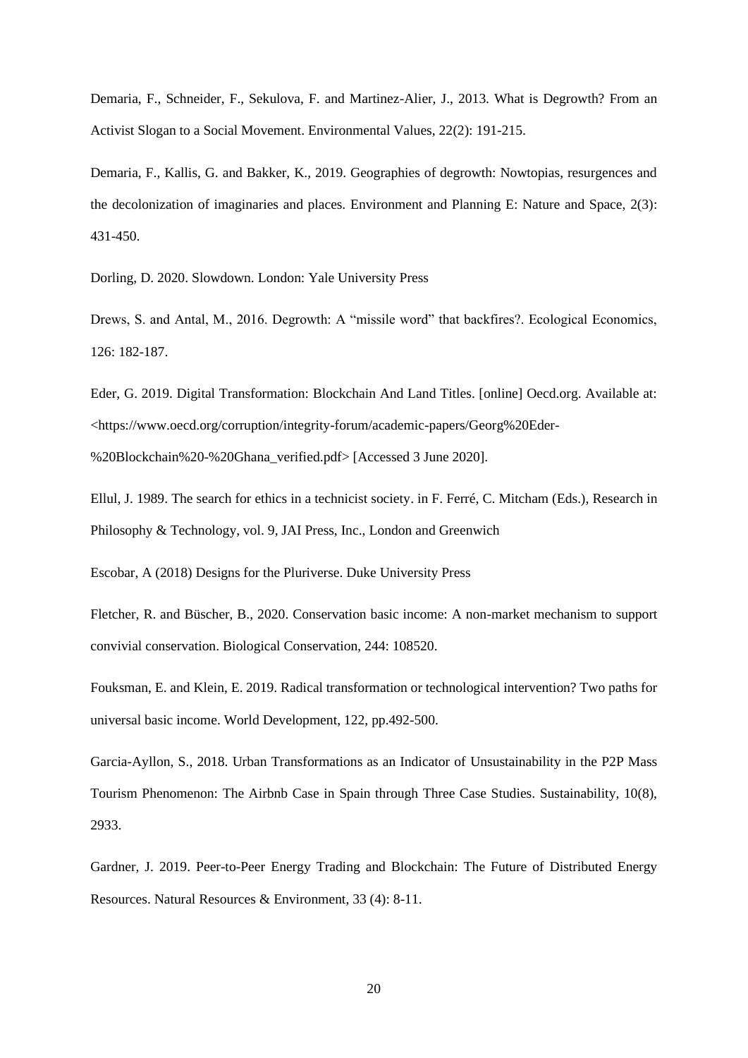Demaria, F., Schneider, F., Sekulova, F. and Martinez-Alier, J., 2013. What is Degrowth? From an Activist Slogan to a Social Movement. Environmental Values, 22(2): 191-215.

Demaria, F., Kallis, G. and Bakker, K., 2019. Geographies of degrowth: Nowtopias, resurgences and the decolonization of imaginaries and places. Environment and Planning E: Nature and Space, 2(3): 431-450.

Dorling, D. 2020. Slowdown. London: Yale University Press

Drews, S. and Antal, M., 2016. Degrowth: A "missile word" that backfires?. Ecological Economics, 126: 182-187.

Eder, G. 2019. Digital Transformation: Blockchain And Land Titles. [online] Oecd.org. Available at: <https://www.oecd.org/corruption/integrity-forum/academic-papers/Georg%20Eder-%20Blockchain%20-%20Ghana_verified.pdf> [Accessed 3 June 2020].

Ellul, J. 1989. The search for ethics in a technicist society. in F. Ferré, C. Mitcham (Eds.), Research in Philosophy & Technology, vol. 9, JAI Press, Inc., London and Greenwich

Escobar, A (2018) Designs for the Pluriverse. Duke University Press

Fletcher, R. and Büscher, B., 2020. Conservation basic income: A non-market mechanism to support convivial conservation. Biological Conservation, 244: 108520.

Fouksman, E. and Klein, E. 2019. Radical transformation or technological intervention? Two paths for universal basic income. World Development, 122, pp.492-500.

Garcia-Ayllon, S., 2018. Urban Transformations as an Indicator of Unsustainability in the P2P Mass Tourism Phenomenon: The Airbnb Case in Spain through Three Case Studies. Sustainability, 10(8), 2933.

Gardner, J. 2019. Peer-to-Peer Energy Trading and Blockchain: The Future of Distributed Energy Resources. Natural Resources & Environment, 33 (4): 8-11.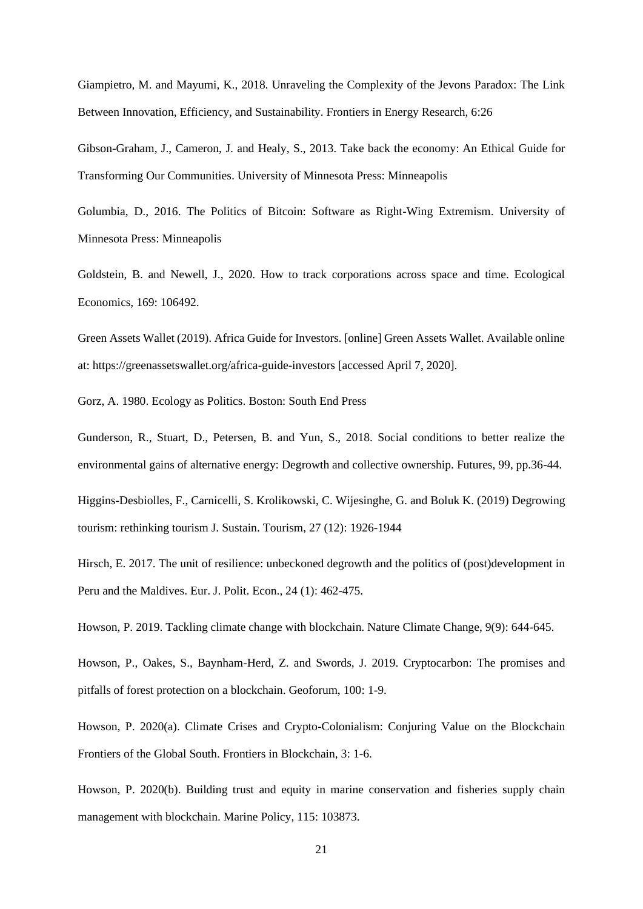Giampietro, M. and Mayumi, K., 2018. Unraveling the Complexity of the Jevons Paradox: The Link Between Innovation, Efficiency, and Sustainability. Frontiers in Energy Research, 6:26

Gibson-Graham, J., Cameron, J. and Healy, S., 2013. Take back the economy: An Ethical Guide for Transforming Our Communities. University of Minnesota Press: Minneapolis

Golumbia, D., 2016. The Politics of Bitcoin: Software as Right-Wing Extremism. University of Minnesota Press: Minneapolis

Goldstein, B. and Newell, J., 2020. How to track corporations across space and time. Ecological Economics, 169: 106492.

Green Assets Wallet (2019). Africa Guide for Investors. [online] Green Assets Wallet. Available online at: https://greenassetswallet.org/africa-guide-investors [accessed April 7, 2020].

Gorz, A. 1980. Ecology as Politics. Boston: South End Press

Gunderson, R., Stuart, D., Petersen, B. and Yun, S., 2018. Social conditions to better realize the environmental gains of alternative energy: Degrowth and collective ownership. Futures, 99, pp.36-44.

Higgins-Desbiolles, F., Carnicelli, S. Krolikowski, C. Wijesinghe, G. and Boluk K. (2019) Degrowing tourism: rethinking tourism J. Sustain. Tourism, 27 (12): 1926-1944

Hirsch, E. 2017. The unit of resilience: unbeckoned degrowth and the politics of (post)development in Peru and the Maldives. Eur. J. Polit. Econ., 24 (1): 462-475.

Howson, P. 2019. Tackling climate change with blockchain. Nature Climate Change, 9(9): 644-645.

Howson, P., Oakes, S., Baynham-Herd, Z. and Swords, J. 2019. Cryptocarbon: The promises and pitfalls of forest protection on a blockchain. Geoforum, 100: 1-9.

Howson, P. 2020(a). Climate Crises and Crypto-Colonialism: Conjuring Value on the Blockchain Frontiers of the Global South. Frontiers in Blockchain, 3: 1-6.

Howson, P. 2020(b). Building trust and equity in marine conservation and fisheries supply chain management with blockchain. Marine Policy, 115: 103873.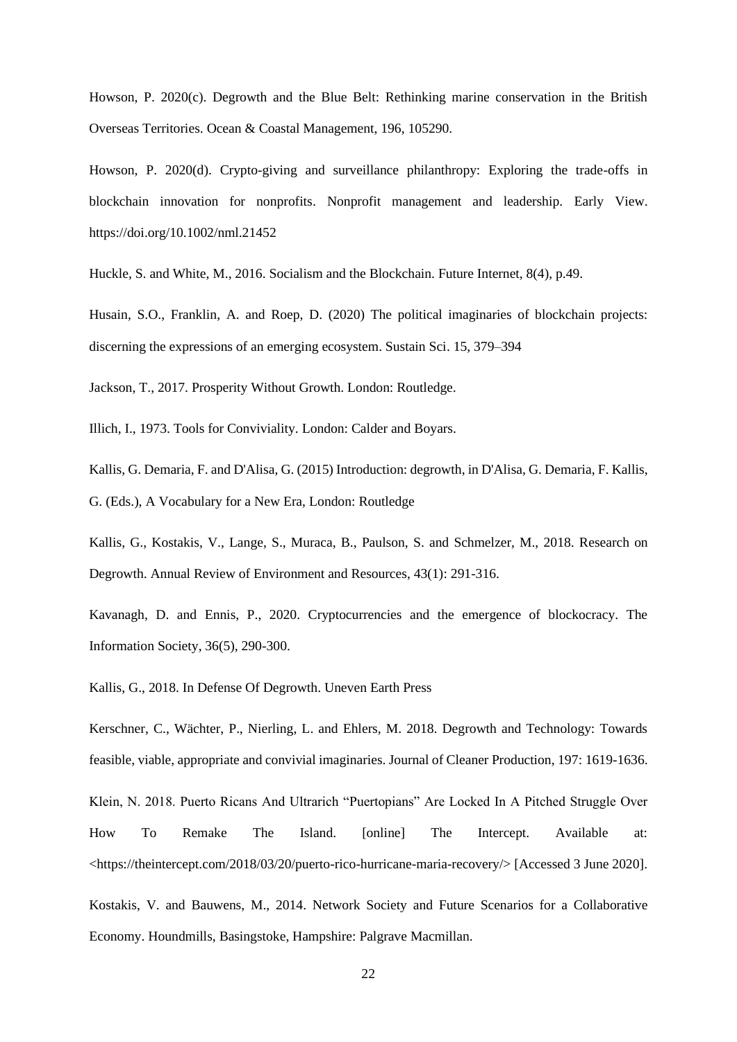Howson, P. 2020(c). Degrowth and the Blue Belt: Rethinking marine conservation in the British Overseas Territories. Ocean & Coastal Management, 196, 105290.

Howson, P. 2020(d). Crypto-giving and surveillance philanthropy: Exploring the trade-offs in blockchain innovation for nonprofits. Nonprofit management and leadership. Early View. https://doi.org/10.1002/nml.21452

Huckle, S. and White, M., 2016. Socialism and the Blockchain. Future Internet, 8(4), p.49.

Husain, S.O., Franklin, A. and Roep, D. (2020) The political imaginaries of blockchain projects: discerning the expressions of an emerging ecosystem. Sustain Sci. 15, 379–394

Jackson, T., 2017. Prosperity Without Growth. London: Routledge.

Illich, I., 1973. Tools for Conviviality. London: Calder and Boyars.

Kallis, G. Demaria, F. and D'Alisa, G. (2015) Introduction: degrowth, in D'Alisa, G. Demaria, F. Kallis, G. (Eds.), A Vocabulary for a New Era, London: Routledge

Kallis, G., Kostakis, V., Lange, S., Muraca, B., Paulson, S. and Schmelzer, M., 2018. Research on Degrowth. Annual Review of Environment and Resources, 43(1): 291-316.

Kavanagh, D. and Ennis, P., 2020. Cryptocurrencies and the emergence of blockocracy. The Information Society, 36(5), 290-300.

Kallis, G., 2018. In Defense Of Degrowth. Uneven Earth Press

Kerschner, C., Wächter, P., Nierling, L. and Ehlers, M. 2018. Degrowth and Technology: Towards feasible, viable, appropriate and convivial imaginaries. Journal of Cleaner Production, 197: 1619-1636.

Klein, N. 2018. Puerto Ricans And Ultrarich "Puertopians" Are Locked In A Pitched Struggle Over How To Remake The Island. [online] The Intercept. Available at: <https://theintercept.com/2018/03/20/puerto-rico-hurricane-maria-recovery/> [Accessed 3 June 2020].

Kostakis, V. and Bauwens, M., 2014. Network Society and Future Scenarios for a Collaborative Economy. Houndmills, Basingstoke, Hampshire: Palgrave Macmillan.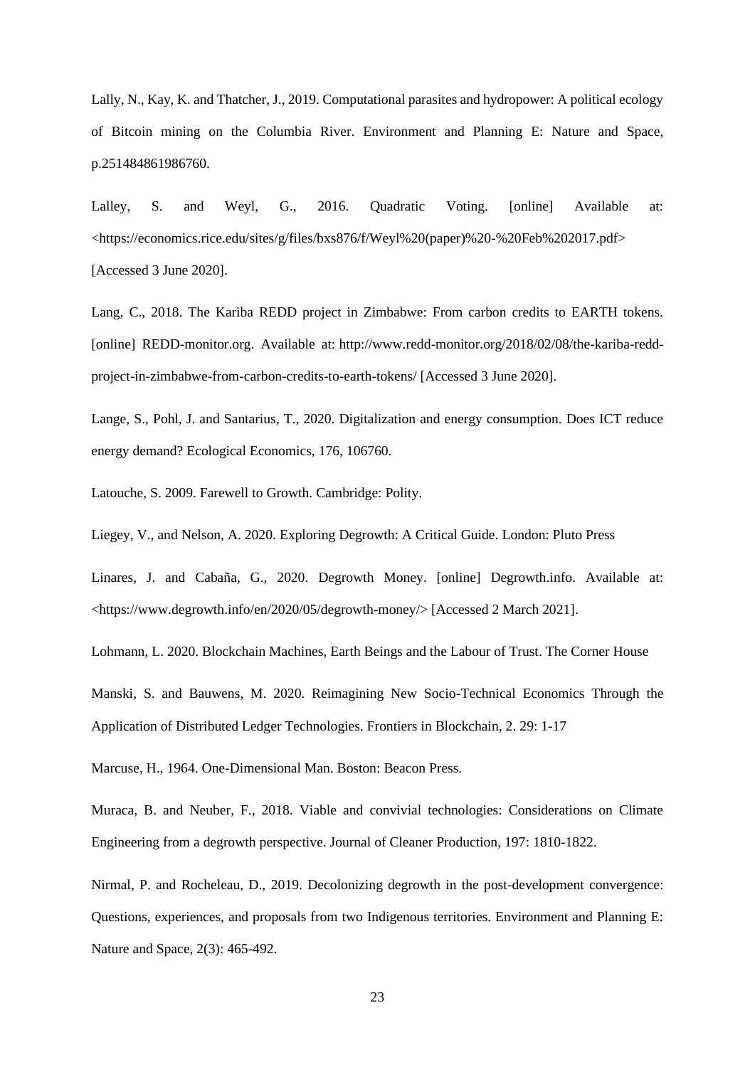Lally, N., Kay, K. and Thatcher, J., 2019. Computational parasites and hydropower: A political ecology of Bitcoin mining on the Columbia River. Environment and Planning E: Nature and Space, p.251484861986760.

Lalley, S. and Weyl, G., 2016. Quadratic Voting. [online] Available at: <https://economics.rice.edu/sites/g/files/bxs876/f/Weyl%20(paper)%20-%20Feb%202017.pdf> [Accessed 3 June 2020].

Lang, C., 2018. The Kariba REDD project in Zimbabwe: From carbon credits to EARTH tokens. [online] REDD-monitor.org. Available at: http://www.redd-monitor.org/2018/02/08/the-kariba-redd-project-in-zimbabwe-from-carbon-credits-to-earth-tokens/ [Accessed 3 June 2020].

Lange, S., Pohl, J. and Santarius, T., 2020. Digitalization and energy consumption. Does ICT reduce energy demand? Ecological Economics, 176, 106760.

Latouche, S. 2009. Farewell to Growth. Cambridge: Polity.

Liegey, V., and Nelson, A. 2020. Exploring Degrowth: A Critical Guide. London: Pluto Press

Linares, J. and Cabaña, G., 2020. Degrowth Money. [online] Degrowth.info. Available at: <https://www.degrowth.info/en/2020/05/degrowth-money/> [Accessed 2 March 2021].

Lohmann, L. 2020. Blockchain Machines, Earth Beings and the Labour of Trust. The Corner House

Manski, S. and Bauwens, M. 2020. Reimagining New Socio-Technical Economics Through the Application of Distributed Ledger Technologies. Frontiers in Blockchain, 2. 29: 1-17

Marcuse, H., 1964. One-Dimensional Man. Boston: Beacon Press.

Muraca, B. and Neuber, F., 2018. Viable and convivial technologies: Considerations on Climate Engineering from a degrowth perspective. Journal of Cleaner Production, 197: 1810-1822.

Nirmal, P. and Rocheleau, D., 2019. Decolonizing degrowth in the post-development convergence: Questions, experiences, and proposals from two Indigenous territories. Environment and Planning E: Nature and Space, 2(3): 465-492.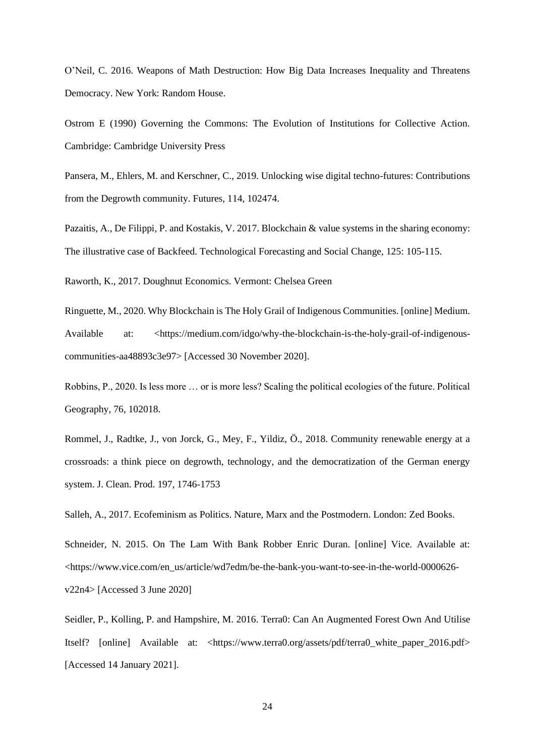O'Neil, C. 2016. Weapons of Math Destruction: How Big Data Increases Inequality and Threatens Democracy. New York: Random House.

Ostrom E (1990) Governing the Commons: The Evolution of Institutions for Collective Action. Cambridge: Cambridge University Press

Pansera, M., Ehlers, M. and Kerschner, C., 2019. Unlocking wise digital techno-futures: Contributions from the Degrowth community. Futures, 114, 102474.

Pazaitis, A., De Filippi, P. and Kostakis, V. 2017. Blockchain & value systems in the sharing economy: The illustrative case of Backfeed. Technological Forecasting and Social Change, 125: 105-115.

Raworth, K., 2017. Doughnut Economics. Vermont: Chelsea Green

Ringuette, M., 2020. Why Blockchain is The Holy Grail of Indigenous Communities. [online] Medium. Available at: <https://medium.com/idgo/why-the-blockchain-is-the-holy-grail-of-indigenous-communities-aa48893c3e97> [Accessed 30 November 2020].

Robbins, P., 2020. Is less more … or is more less? Scaling the political ecologies of the future. Political Geography, 76, 102018.

Rommel, J., Radtke, J., von Jorck, G., Mey, F., Yildiz, Ö., 2018. Community renewable energy at a crossroads: a think piece on degrowth, technology, and the democratization of the German energy system. J. Clean. Prod. 197, 1746-1753

Salleh, A., 2017. Ecofeminism as Politics. Nature, Marx and the Postmodern. London: Zed Books.

Schneider, N. 2015. On The Lam With Bank Robber Enric Duran. [online] Vice. Available at: <https://www.vice.com/en_us/article/wd7edm/be-the-bank-you-want-to-see-in-the-world-0000626-v22n4> [Accessed 3 June 2020]

Seidler, P., Kolling, P. and Hampshire, M. 2016. Terra0: Can An Augmented Forest Own And Utilise Itself? [online] Available at: <https://www.terra0.org/assets/pdf/terra0_white_paper_2016.pdf> [Accessed 14 January 2021].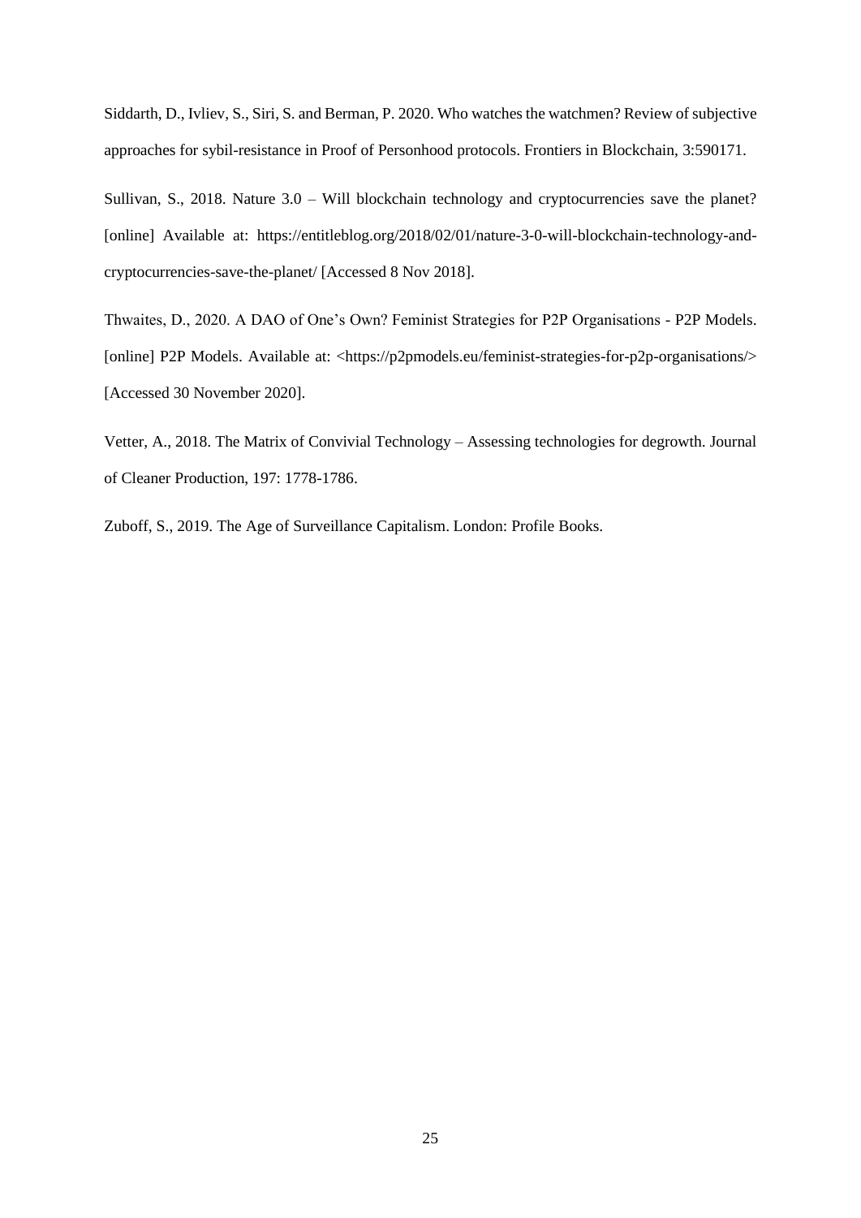Siddarth, D., Ivliev, S., Siri, S. and Berman, P. 2020. Who watches the watchmen? Review of subjective approaches for sybil-resistance in Proof of Personhood protocols. Frontiers in Blockchain, 3:590171.

Sullivan, S., 2018. Nature 3.0 – Will blockchain technology and cryptocurrencies save the planet? [online] Available at: https://entitleblog.org/2018/02/01/nature-3-0-will-blockchain-technology-and-cryptocurrencies-save-the-planet/ [Accessed 8 Nov 2018].

Thwaites, D., 2020. A DAO of One's Own? Feminist Strategies for P2P Organisations - P2P Models. [online] P2P Models. Available at: <https://p2pmodels.eu/feminist-strategies-for-p2p-organisations/> [Accessed 30 November 2020].

Vetter, A., 2018. The Matrix of Convivial Technology – Assessing technologies for degrowth. Journal of Cleaner Production, 197: 1778-1786.

Zuboff, S., 2019. The Age of Surveillance Capitalism. London: Profile Books.